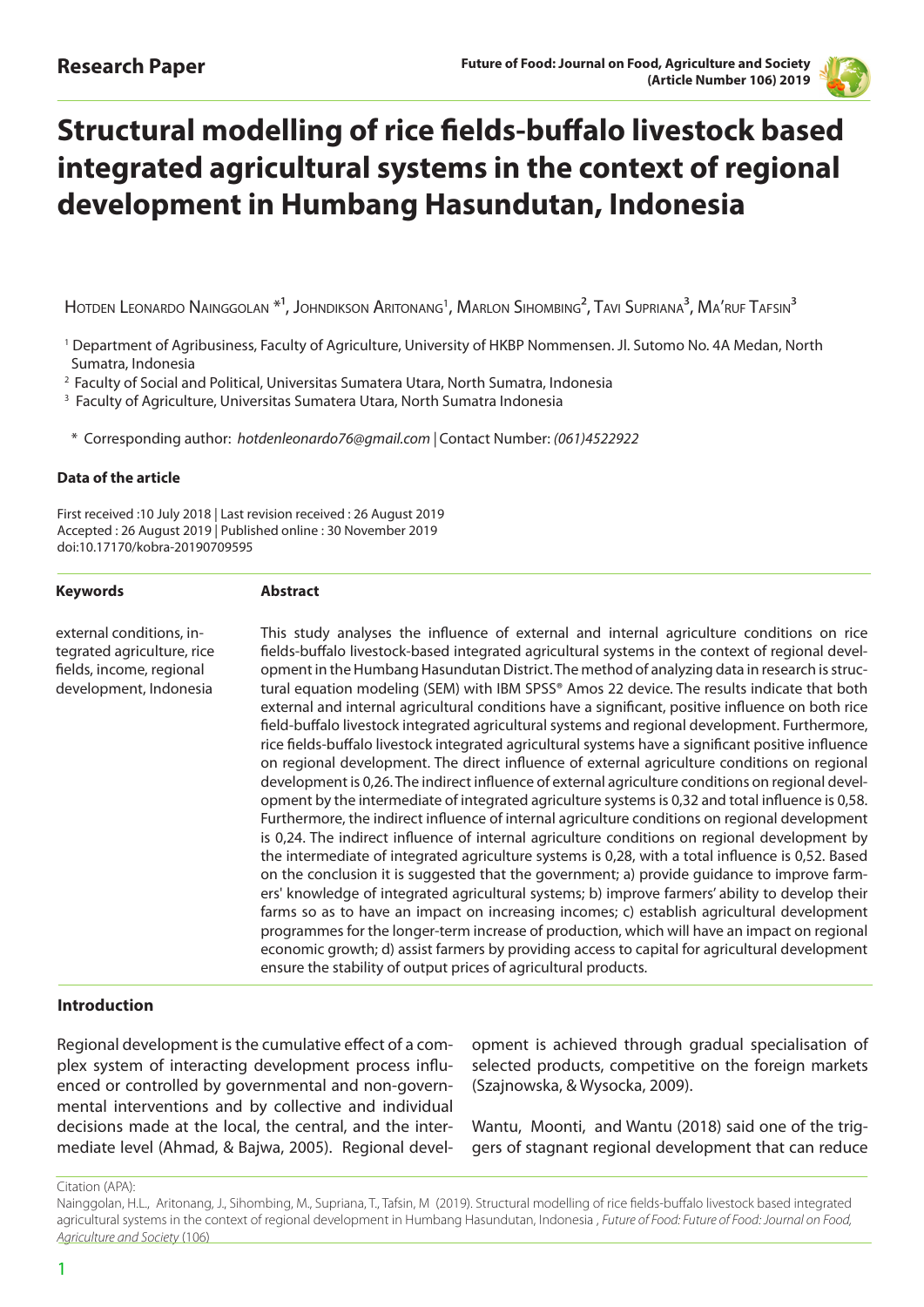Research Paper

# Structural modelling of rice fields-buffalo livestock based integrated agricultural systems in the context of regional development in Humbang Hasundutan, Indonesia

Hotden Leonardo Nainggolan *[1], Johndikson Aritonang[1], Marlon Sihombing[2], Tavi Supriana[3], Ma'ruf Tafsin[3]

[1] Department of Agribusiness, Faculty of Agriculture, University of HKBP Nommensen. Jl. Sutomo No. 4A Medan, North Sumatra, Indonesia

[2] Faculty of Social and Political, Universitas Sumatera Utara, North Sumatra, Indonesia

[3] Faculty of Agriculture, Universitas Sumatera Utara, North Sumatra Indonesia

\* Corresponding author: *hotdenleonardo76@gmail.com* | Contact Number: *(061)4522922*

**Data of the article**

First received :10 July 2018 | Last revision received : 26 August 2019
Accepted : 26 August 2019 | Published online : 30 November 2019
doi:10.17170/kobra-20190709595

**Keywords**

external conditions, integrated agriculture, rice fields, income, regional development, Indonesia

**Abstract**

This study analyses the influence of external and internal agriculture conditions on rice fields-buffalo livestock-based integrated agricultural systems in the context of regional development in the Humbang Hasundutan District. The method of analyzing data in research is structural equation modeling (SEM) with IBM SPSS® Amos 22 device. The results indicate that both external and internal agricultural conditions have a significant, positive influence on both rice field-buffalo livestock integrated agricultural systems and regional development. Furthermore, rice fields-buffalo livestock integrated agricultural systems have a significant positive influence on regional development. The direct influence of external agriculture conditions on regional development is 0,26. The indirect influence of external agriculture conditions on regional development by the intermediate of integrated agriculture systems is 0,32 and total influence is 0,58. Furthermore, the indirect influence of internal agriculture conditions on regional development is 0,24. The indirect influence of internal agriculture conditions on regional development by the intermediate of integrated agriculture systems is 0,28, with a total influence is 0,52. Based on the conclusion it is suggested that the government; a) provide guidance to improve farmers' knowledge of integrated agricultural systems; b) improve farmers' ability to develop their farms so as to have an impact on increasing incomes; c) establish agricultural development programmes for the longer-term increase of production, which will have an impact on regional economic growth; d) assist farmers by providing access to capital for agricultural development ensure the stability of output prices of agricultural products.

## Introduction

Regional development is the cumulative effect of a complex system of interacting development process influenced or controlled by governmental and non-governmental interventions and by collective and individual decisions made at the local, the central, and the intermediate level (Ahmad, & Bajwa, 2005). Regional development is achieved through gradual specialisation of selected products, competitive on the foreign markets (Szajnowska, & Wysocka, 2009).

Wantu, Moonti, and Wantu (2018) said one of the triggers of stagnant regional development that can reduce

Citation (APA):
Nainggolan, H.L., Aritonang, J., Sihombing, M., Supriana, T., Tafsin, M (2019). Structural modelling of rice fields-buffalo livestock based integrated agricultural systems in the context of regional development in Humbang Hasundutan, Indonesia , *Future of Food: Future of Food: Journal on Food, Agriculture and Society* (106)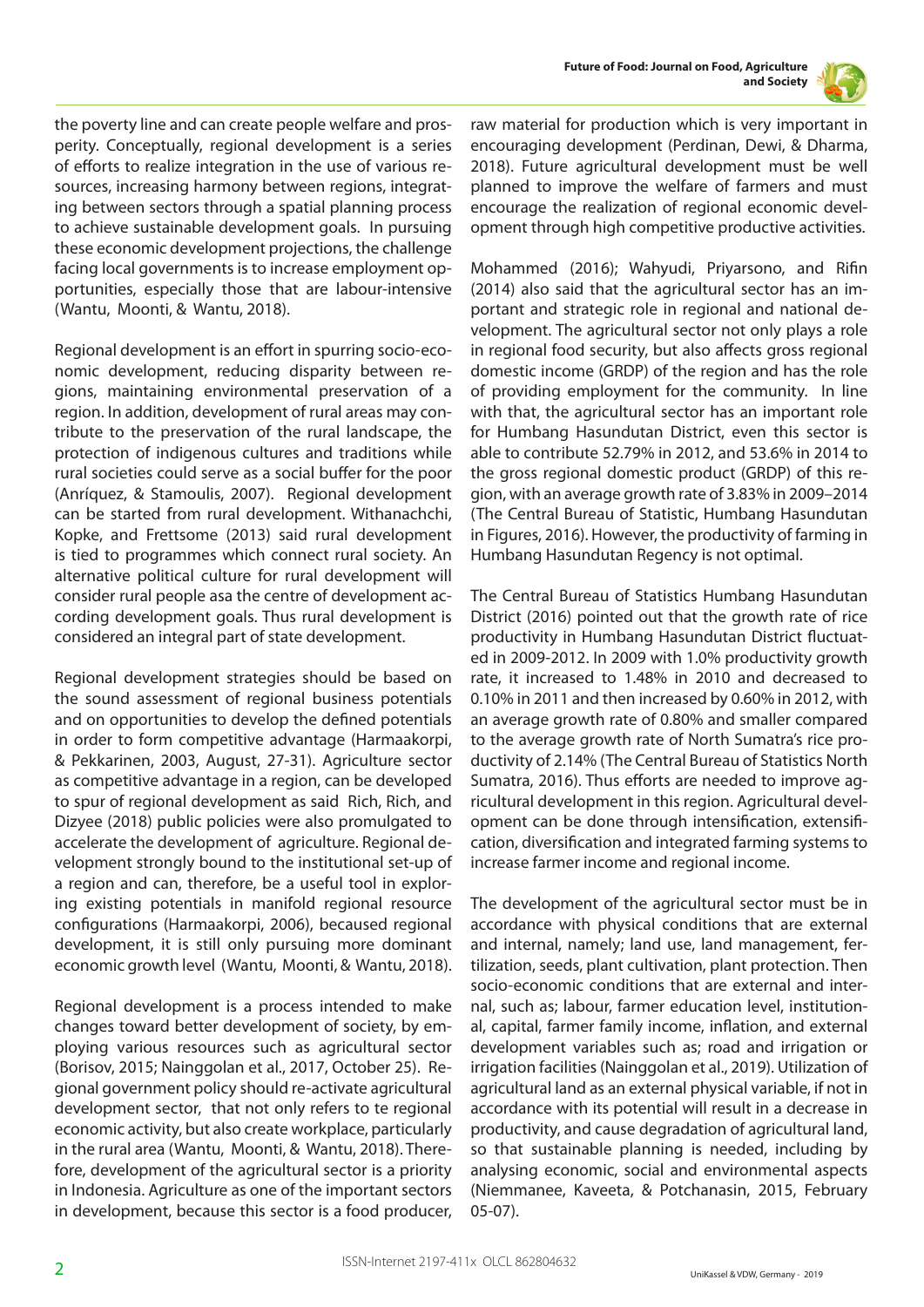the poverty line and can create people welfare and prosperity. Conceptually, regional development is a series of efforts to realize integration in the use of various resources, increasing harmony between regions, integrating between sectors through a spatial planning process to achieve sustainable development goals. In pursuing these economic development projections, the challenge facing local governments is to increase employment opportunities, especially those that are labour-intensive (Wantu, Moonti, & Wantu, 2018).

Regional development is an effort in spurring socio-economic development, reducing disparity between regions, maintaining environmental preservation of a region. In addition, development of rural areas may contribute to the preservation of the rural landscape, the protection of indigenous cultures and traditions while rural societies could serve as a social buffer for the poor (Anríquez, & Stamoulis, 2007). Regional development can be started from rural development. Withanachchi, Kopke, and Frettsome (2013) said rural development is tied to programmes which connect rural society. An alternative political culture for rural development will consider rural people asa the centre of development according development goals. Thus rural development is considered an integral part of state development.

Regional development strategies should be based on the sound assessment of regional business potentials and on opportunities to develop the defined potentials in order to form competitive advantage (Harmaakorpi, & Pekkarinen, 2003, August, 27-31). Agriculture sector as competitive advantage in a region, can be developed to spur of regional development as said Rich, Rich, and Dizyee (2018) public policies were also promulgated to accelerate the development of agriculture. Regional development strongly bound to the institutional set-up of a region and can, therefore, be a useful tool in exploring existing potentials in manifold regional resource configurations (Harmaakorpi, 2006), becaused regional development, it is still only pursuing more dominant economic growth level (Wantu, Moonti, & Wantu, 2018).

Regional development is a process intended to make changes toward better development of society, by employing various resources such as agricultural sector (Borisov, 2015; Nainggolan et al., 2017, October 25). Regional government policy should re-activate agricultural development sector, that not only refers to te regional economic activity, but also create workplace, particularly in the rural area (Wantu, Moonti, & Wantu, 2018). Therefore, development of the agricultural sector is a priority in Indonesia. Agriculture as one of the important sectors in development, because this sector is a food producer, raw material for production which is very important in encouraging development (Perdinan, Dewi, & Dharma, 2018). Future agricultural development must be well planned to improve the welfare of farmers and must encourage the realization of regional economic development through high competitive productive activities.

Mohammed (2016); Wahyudi, Priyarsono, and Rifin (2014) also said that the agricultural sector has an important and strategic role in regional and national development. The agricultural sector not only plays a role in regional food security, but also affects gross regional domestic income (GRDP) of the region and has the role of providing employment for the community. In line with that, the agricultural sector has an important role for Humbang Hasundutan District, even this sector is able to contribute 52.79% in 2012, and 53.6% in 2014 to the gross regional domestic product (GRDP) of this region, with an average growth rate of 3.83% in 2009–2014 (The Central Bureau of Statistic, Humbang Hasundutan in Figures, 2016). However, the productivity of farming in Humbang Hasundutan Regency is not optimal.

The Central Bureau of Statistics Humbang Hasundutan District (2016) pointed out that the growth rate of rice productivity in Humbang Hasundutan District fluctuated in 2009-2012. In 2009 with 1.0% productivity growth rate, it increased to 1.48% in 2010 and decreased to 0.10% in 2011 and then increased by 0.60% in 2012, with an average growth rate of 0.80% and smaller compared to the average growth rate of North Sumatra's rice productivity of 2.14% (The Central Bureau of Statistics North Sumatra, 2016). Thus efforts are needed to improve agricultural development in this region. Agricultural development can be done through intensification, extensification, diversification and integrated farming systems to increase farmer income and regional income.

The development of the agricultural sector must be in accordance with physical conditions that are external and internal, namely; land use, land management, fertilization, seeds, plant cultivation, plant protection. Then socio-economic conditions that are external and internal, such as; labour, farmer education level, institutional, capital, farmer family income, inflation, and external development variables such as; road and irrigation or irrigation facilities (Nainggolan et al., 2019). Utilization of agricultural land as an external physical variable, if not in accordance with its potential will result in a decrease in productivity, and cause degradation of agricultural land, so that sustainable planning is needed, including by analysing economic, social and environmental aspects (Niemmanee, Kaveeta, & Potchanasin, 2015, February 05-07).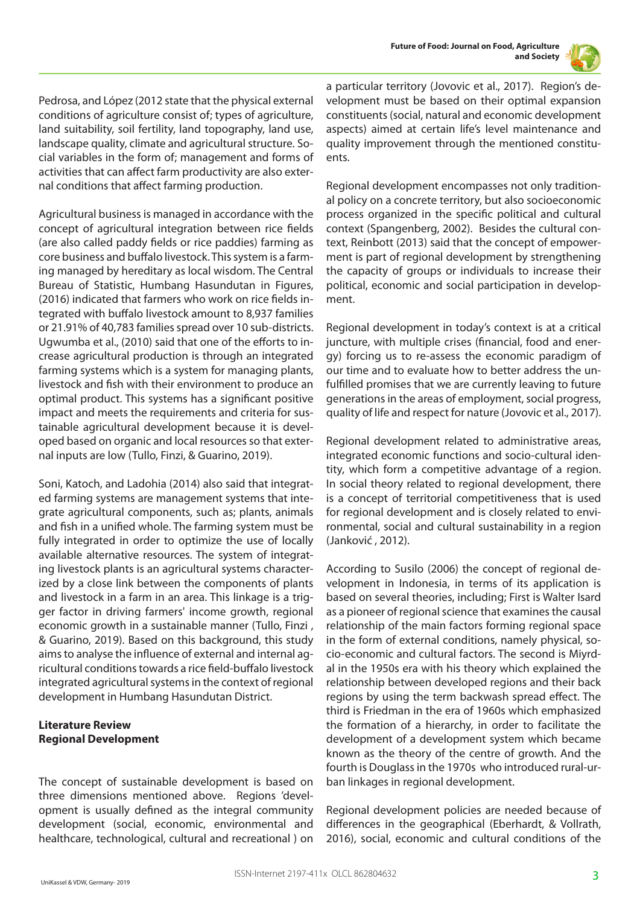Pedrosa, and López (2012 state that the physical external conditions of agriculture consist of; types of agriculture, land suitability, soil fertility, land topography, land use, landscape quality, climate and agricultural structure. Social variables in the form of; management and forms of activities that can affect farm productivity are also external conditions that affect farming production.

Agricultural business is managed in accordance with the concept of agricultural integration between rice fields (are also called paddy fields or rice paddies) farming as core business and buffalo livestock. This system is a farming managed by hereditary as local wisdom. The Central Bureau of Statistic, Humbang Hasundutan in Figures, (2016) indicated that farmers who work on rice fields integrated with buffalo livestock amount to 8,937 families or 21.91% of 40,783 families spread over 10 sub-districts. Ugwumba et al., (2010) said that one of the efforts to increase agricultural production is through an integrated farming systems which is a system for managing plants, livestock and fish with their environment to produce an optimal product. This systems has a significant positive impact and meets the requirements and criteria for sustainable agricultural development because it is developed based on organic and local resources so that external inputs are low (Tullo, Finzi, & Guarino, 2019).

Soni, Katoch, and Ladohia (2014) also said that integrated farming systems are management systems that integrate agricultural components, such as; plants, animals and fish in a unified whole. The farming system must be fully integrated in order to optimize the use of locally available alternative resources. The system of integrating livestock plants is an agricultural systems characterized by a close link between the components of plants and livestock in a farm in an area. This linkage is a trigger factor in driving farmers' income growth, regional economic growth in a sustainable manner (Tullo, Finzi , & Guarino, 2019). Based on this background, this study aims to analyse the influence of external and internal agricultural conditions towards a rice field-buffalo livestock integrated agricultural systems in the context of regional development in Humbang Hasundutan District.

## Literature Review

### Regional Development

The concept of sustainable development is based on three dimensions mentioned above. Regions 'development is usually defined as the integral community development (social, economic, environmental and healthcare, technological, cultural and recreational ) on a particular territory (Jovovic et al., 2017). Region's development must be based on their optimal expansion constituents (social, natural and economic development aspects) aimed at certain life's level maintenance and quality improvement through the mentioned constituents.

Regional development encompasses not only traditional policy on a concrete territory, but also socioeconomic process organized in the specific political and cultural context (Spangenberg, 2002). Besides the cultural context, Reinbott (2013) said that the concept of empowerment is part of regional development by strengthening the capacity of groups or individuals to increase their political, economic and social participation in development.

Regional development in today's context is at a critical juncture, with multiple crises (financial, food and energy) forcing us to re-assess the economic paradigm of our time and to evaluate how to better address the unfulfilled promises that we are currently leaving to future generations in the areas of employment, social progress, quality of life and respect for nature (Jovovic et al., 2017).

Regional development related to administrative areas, integrated economic functions and socio-cultural identity, which form a competitive advantage of a region. In social theory related to regional development, there is a concept of territorial competitiveness that is used for regional development and is closely related to environmental, social and cultural sustainability in a region (Janković , 2012).

According to Susilo (2006) the concept of regional development in Indonesia, in terms of its application is based on several theories, including; First is Walter Isard as a pioneer of regional science that examines the causal relationship of the main factors forming regional space in the form of external conditions, namely physical, socio-economic and cultural factors. The second is Miyrdal in the 1950s era with his theory which explained the relationship between developed regions and their back regions by using the term backwash spread effect. The third is Friedman in the era of 1960s which emphasized the formation of a hierarchy, in order to facilitate the development of a development system which became known as the theory of the centre of growth. And the fourth is Douglass in the 1970s who introduced rural-urban linkages in regional development.

Regional development policies are needed because of differences in the geographical (Eberhardt, & Vollrath, 2016), social, economic and cultural conditions of the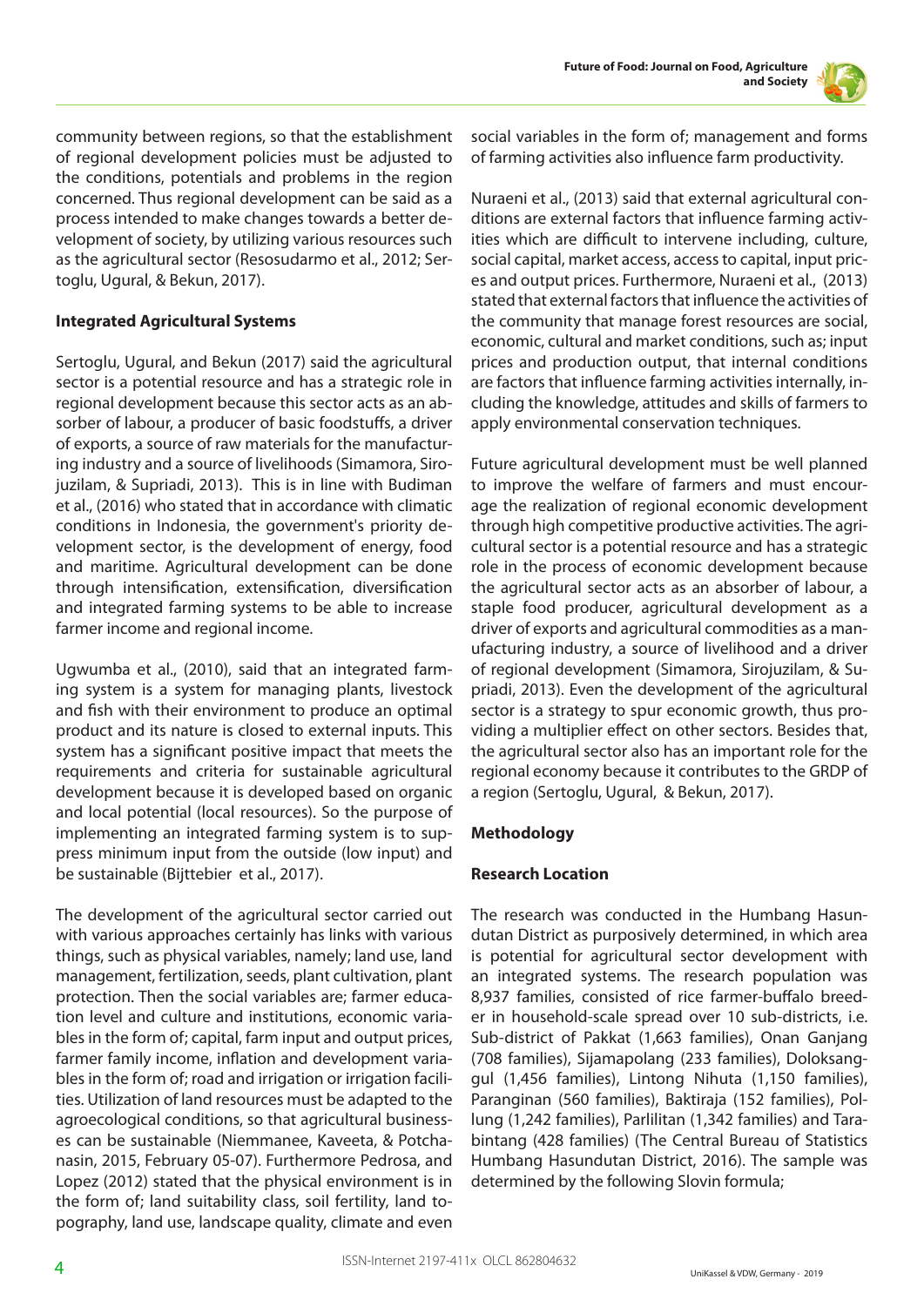community between regions, so that the establishment of regional development policies must be adjusted to the conditions, potentials and problems in the region concerned. Thus regional development can be said as a process intended to make changes towards a better development of society, by utilizing various resources such as the agricultural sector (Resosudarmo et al., 2012; Sertoglu, Ugural, & Bekun, 2017).

### Integrated Agricultural Systems

Sertoglu, Ugural, and Bekun (2017) said the agricultural sector is a potential resource and has a strategic role in regional development because this sector acts as an absorber of labour, a producer of basic foodstuffs, a driver of exports, a source of raw materials for the manufacturing industry and a source of livelihoods (Simamora, Sirojuzilam, & Supriadi, 2013). This is in line with Budiman et al., (2016) who stated that in accordance with climatic conditions in Indonesia, the government's priority development sector, is the development of energy, food and maritime. Agricultural development can be done through intensification, extensification, diversification and integrated farming systems to be able to increase farmer income and regional income.

Ugwumba et al., (2010), said that an integrated farming system is a system for managing plants, livestock and fish with their environment to produce an optimal product and its nature is closed to external inputs. This system has a significant positive impact that meets the requirements and criteria for sustainable agricultural development because it is developed based on organic and local potential (local resources). So the purpose of implementing an integrated farming system is to suppress minimum input from the outside (low input) and be sustainable (Bijttebier et al., 2017).

The development of the agricultural sector carried out with various approaches certainly has links with various things, such as physical variables, namely; land use, land management, fertilization, seeds, plant cultivation, plant protection. Then the social variables are; farmer education level and culture and institutions, economic variables in the form of; capital, farm input and output prices, farmer family income, inflation and development variables in the form of; road and irrigation or irrigation facilities. Utilization of land resources must be adapted to the agroecological conditions, so that agricultural businesses can be sustainable (Niemmanee, Kaveeta, & Potchanasin, 2015, February 05-07). Furthermore Pedrosa, and Lopez (2012) stated that the physical environment is in the form of; land suitability class, soil fertility, land topography, land use, landscape quality, climate and even social variables in the form of; management and forms of farming activities also influence farm productivity.

Nuraeni et al., (2013) said that external agricultural conditions are external factors that influence farming activities which are difficult to intervene including, culture, social capital, market access, access to capital, input prices and output prices. Furthermore, Nuraeni et al., (2013) stated that external factors that influence the activities of the community that manage forest resources are social, economic, cultural and market conditions, such as; input prices and production output, that internal conditions are factors that influence farming activities internally, including the knowledge, attitudes and skills of farmers to apply environmental conservation techniques.

Future agricultural development must be well planned to improve the welfare of farmers and must encourage the realization of regional economic development through high competitive productive activities. The agricultural sector is a potential resource and has a strategic role in the process of economic development because the agricultural sector acts as an absorber of labour, a staple food producer, agricultural development as a driver of exports and agricultural commodities as a manufacturing industry, a source of livelihood and a driver of regional development (Simamora, Sirojuzilam, & Supriadi, 2013). Even the development of the agricultural sector is a strategy to spur economic growth, thus providing a multiplier effect on other sectors. Besides that, the agricultural sector also has an important role for the regional economy because it contributes to the GRDP of a region (Sertoglu, Ugural, & Bekun, 2017).

## Methodology

### Research Location

The research was conducted in the Humbang Hasundutan District as purposively determined, in which area is potential for agricultural sector development with an integrated systems. The research population was 8,937 families, consisted of rice farmer-buffalo breeder in household-scale spread over 10 sub-districts, i.e. Sub-district of Pakkat (1,663 families), Onan Ganjang (708 families), Sijamapolang (233 families), Doloksanggul (1,456 families), Lintong Nihuta (1,150 families), Paranginan (560 families), Baktiraja (152 families), Pollung (1,242 families), Parlilitan (1,342 families) and Tarabintang (428 families) (The Central Bureau of Statistics Humbang Hasundutan District, 2016). The sample was determined by the following Slovin formula;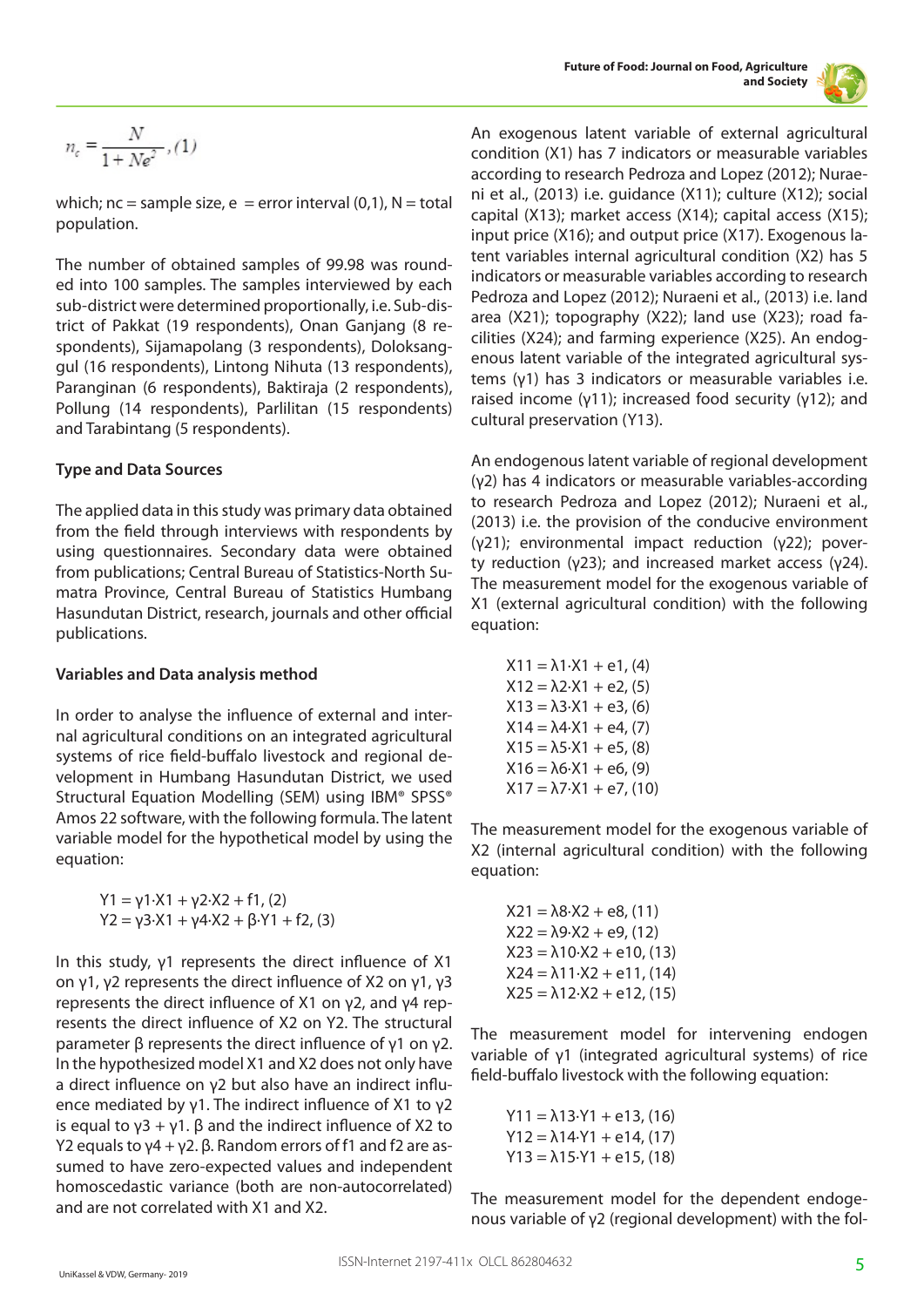$$n_c = \frac{N}{1 + Ne^2}, (1)$$

which; nc = sample size, e = error interval (0,1), N = total population.

The number of obtained samples of 99.98 was rounded into 100 samples. The samples interviewed by each sub-district were determined proportionally, i.e. Sub-district of Pakkat (19 respondents), Onan Ganjang (8 respondents), Sijamapolang (3 respondents), Doloksanggul (16 respondents), Lintong Nihuta (13 respondents), Paranginan (6 respondents), Baktiraja (2 respondents), Pollung (14 respondents), Parlilitan (15 respondents) and Tarabintang (5 respondents).

**Type and Data Sources**

The applied data in this study was primary data obtained from the field through interviews with respondents by using questionnaires. Secondary data were obtained from publications; Central Bureau of Statistics-North Sumatra Province, Central Bureau of Statistics Humbang Hasundutan District, research, journals and other official publications.

**Variables and Data analysis method**

In order to analyse the influence of external and internal agricultural conditions on an integrated agricultural systems of rice field-buffalo livestock and regional development in Humbang Hasundutan District, we used Structural Equation Modelling (SEM) using IBM® SPSS® Amos 22 software, with the following formula. The latent variable model for the hypothetical model by using the equation:

$$Y1 = \gamma1 \cdot X1 + \gamma2 \cdot X2 + f1, (2)$$
$$Y2 = \gamma3 \cdot X1 + \gamma4 \cdot X2 + \beta \cdot Y1 + f2, (3)$$

In this study, γ1 represents the direct influence of X1 on γ1, γ2 represents the direct influence of X2 on γ1, γ3 represents the direct influence of X1 on γ2, and γ4 represents the direct influence of X2 on Y2. The structural parameter β represents the direct influence of γ1 on γ2. In the hypothesized model X1 and X2 does not only have a direct influence on γ2 but also have an indirect influence mediated by γ1. The indirect influence of X1 to γ2 is equal to γ3 + γ1. β and the indirect influence of X2 to Y2 equals to γ4 + γ2. β. Random errors of f1 and f2 are assumed to have zero-expected values and independent homoscedastic variance (both are non-autocorrelated) and are not correlated with X1 and X2.

An exogenous latent variable of external agricultural condition (X1) has 7 indicators or measurable variables according to research Pedroza and Lopez (2012); Nuraeni et al., (2013) i.e. guidance (X11); culture (X12); social capital (X13); market access (X14); capital access (X15); input price (X16); and output price (X17). Exogenous latent variables internal agricultural condition (X2) has 5 indicators or measurable variables according to research Pedroza and Lopez (2012); Nuraeni et al., (2013) i.e. land area (X21); topography (X22); land use (X23); road facilities (X24); and farming experience (X25). An endogenous latent variable of the integrated agricultural systems (γ1) has 3 indicators or measurable variables i.e. raised income (γ11); increased food security (γ12); and cultural preservation (Y13).

An endogenous latent variable of regional development (γ2) has 4 indicators or measurable variables-according to research Pedroza and Lopez (2012); Nuraeni et al., (2013) i.e. the provision of the conducive environment (γ21); environmental impact reduction (γ22); poverty reduction (γ23); and increased market access (γ24). The measurement model for the exogenous variable of X1 (external agricultural condition) with the following equation:

$$X11 = \lambda1 \cdot X1 + e1, (4)$$
$$X12 = \lambda2 \cdot X1 + e2, (5)$$
$$X13 = \lambda3 \cdot X1 + e3, (6)$$
$$X14 = \lambda4 \cdot X1 + e4, (7)$$
$$X15 = \lambda5 \cdot X1 + e5, (8)$$
$$X16 = \lambda6 \cdot X1 + e6, (9)$$
$$X17 = \lambda7 \cdot X1 + e7, (10)$$

The measurement model for the exogenous variable of X2 (internal agricultural condition) with the following equation:

$$X21 = \lambda8 \cdot X2 + e8, (11)$$
$$X22 = \lambda9 \cdot X2 + e9, (12)$$
$$X23 = \lambda10 \cdot X2 + e10, (13)$$
$$X24 = \lambda11 \cdot X2 + e11, (14)$$
$$X25 = \lambda12 \cdot X2 + e12, (15)$$

The measurement model for intervening endogen variable of γ1 (integrated agricultural systems) of rice field-buffalo livestock with the following equation:

$$Y11 = \lambda13 \cdot Y1 + e13, (16)$$
$$Y12 = \lambda14 \cdot Y1 + e14, (17)$$
$$Y13 = \lambda15 \cdot Y1 + e15, (18)$$

The measurement model for the dependent endogenous variable of γ2 (regional development) with the fol-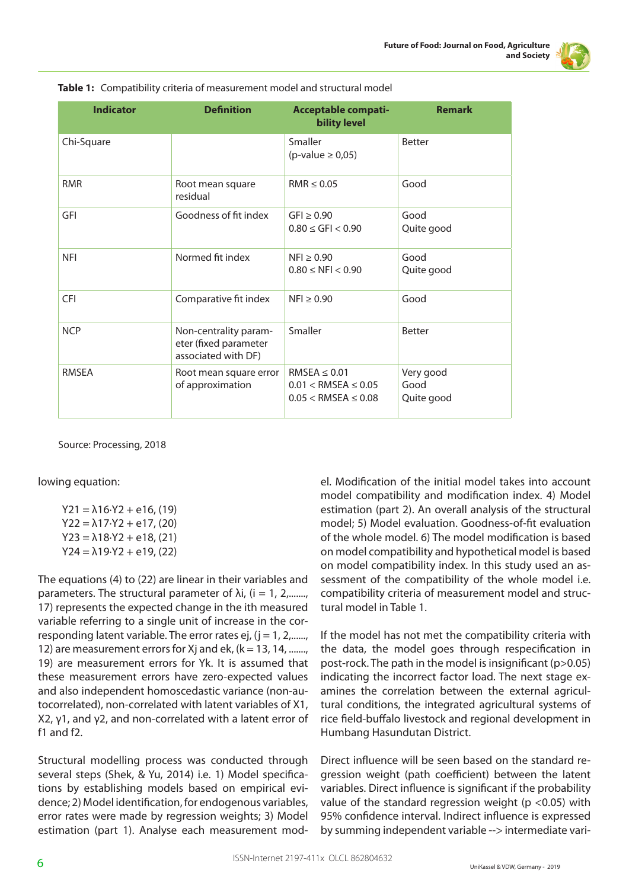**Table 1:** Compatibility criteria of measurement model and structural model

| Indicator | Definition | Acceptable compatibility level | Remark |
|---|---|---|---|
| Chi-Square | | Smaller<br>(p-value ≥ 0,05) | Better |
| RMR | Root mean square residual | RMR ≤ 0.05 | Good |
| GFI | Goodness of fit index | GFI ≥ 0.90<br>0.80 ≤ GFI < 0.90 | Good<br>Quite good |
| NFI | Normed fit index | NFI ≥ 0.90<br>0.80 ≤ NFI < 0.90 | Good<br>Quite good |
| CFI | Comparative fit index | NFI ≥ 0.90 | Good |
| NCP | Non-centrality parameter (fixed parameter associated with DF) | Smaller | Better |
| RMSEA | Root mean square error of approximation | RMSEA ≤ 0.01<br>0.01 < RMSEA ≤ 0.05<br>0.05 < RMSEA ≤ 0.08 | Very good<br>Good<br>Quite good |

Source: Processing, 2018

lowing equation:

$$Y21 = \lambda 16 \cdot Y2 + e16, (19)$$
$$Y22 = \lambda 17 \cdot Y2 + e17, (20)$$
$$Y23 = \lambda 18 \cdot Y2 + e18, (21)$$
$$Y24 = \lambda 19 \cdot Y2 + e19, (22)$$

The equations (4) to (22) are linear in their variables and parameters. The structural parameter of λi, (i = 1, 2,......., 17) represents the expected change in the ith measured variable referring to a single unit of increase in the corresponding latent variable. The error rates ej, (j = 1, 2,......, 12) are measurement errors for Xj and ek, (k = 13, 14, ......., 19) are measurement errors for Yk. It is assumed that these measurement errors have zero-expected values and also independent homoscedastic variance (non-autocorrelated), non-correlated with latent variables of X1, X2, γ1, and γ2, and non-correlated with a latent error of f1 and f2.

Structural modelling process was conducted through several steps (Shek, & Yu, 2014) i.e. 1) Model specifications by establishing models based on empirical evidence; 2) Model identification, for endogenous variables, error rates were made by regression weights; 3) Model estimation (part 1). Analyse each measurement model. Modification of the initial model takes into account model compatibility and modification index. 4) Model estimation (part 2). An overall analysis of the structural model; 5) Model evaluation. Goodness-of-fit evaluation of the whole model. 6) The model modification is based on model compatibility and hypothetical model is based on model compatibility index. In this study used an assessment of the compatibility of the whole model i.e. compatibility criteria of measurement model and structural model in Table 1.

If the model has not met the compatibility criteria with the data, the model goes through respecification in post-rock. The path in the model is insignificant (p>0.05) indicating the incorrect factor load. The next stage examines the correlation between the external agricultural conditions, the integrated agricultural systems of rice field-buffalo livestock and regional development in Humbang Hasundutan District.

Direct influence will be seen based on the standard regression weight (path coefficient) between the latent variables. Direct influence is significant if the probability value of the standard regression weight (p <0.05) with 95% confidence interval. Indirect influence is expressed by summing independent variable --> intermediate vari-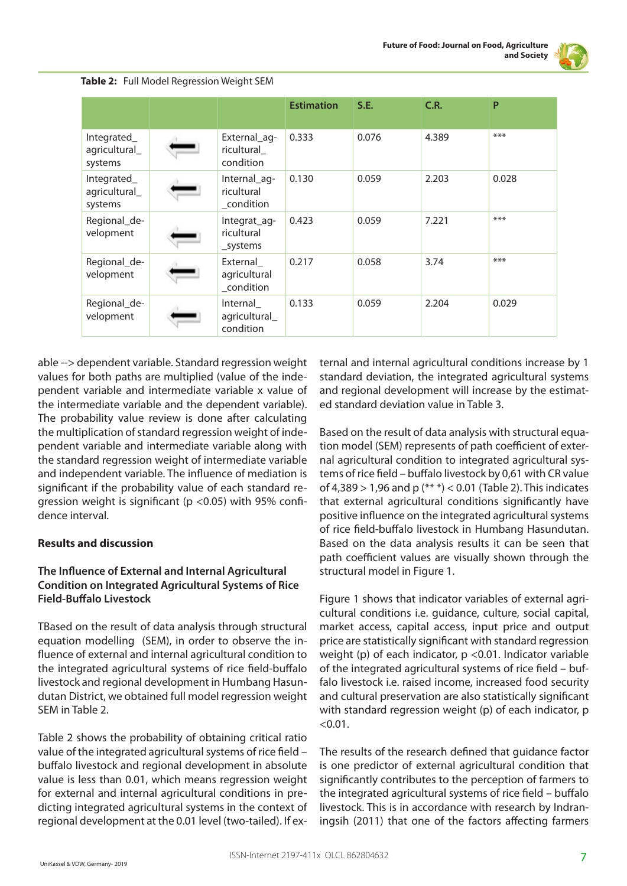**Table 2:** Full Model Regression Weight SEM

| | | | Estimation | S.E. | C.R. | P |
|---|---|---|---|---|---|---|
| Integrated_agricultural_systems | ⟵ | External_agricultural_condition | 0.333 | 0.076 | 4.389 | *** |
| Integrated_agricultural_systems | ⟵ | Internal_agricultural_condition | 0.130 | 0.059 | 2.203 | 0.028 |
| Regional_development | ⟵ | Integrat_agricultural_systems | 0.423 | 0.059 | 7.221 | *** |
| Regional_development | ⟵ | External_agricultural_condition | 0.217 | 0.058 | 3.74 | *** |
| Regional_development | ⟵ | Internal_agricultural_condition | 0.133 | 0.059 | 2.204 | 0.029 |

able --> dependent variable. Standard regression weight values for both paths are multiplied (value of the independent variable and intermediate variable x value of the intermediate variable and the dependent variable). The probability value review is done after calculating the multiplication of standard regression weight of independent variable and intermediate variable along with the standard regression weight of intermediate variable and independent variable. The influence of mediation is significant if the probability value of each standard regression weight is significant ($p < 0.05$) with 95% confidence interval.

## Results and discussion

### The Influence of External and Internal Agricultural Condition on Integrated Agricultural Systems of Rice Field-Buffalo Livestock

TBased on the result of data analysis through structural equation modelling (SEM), in order to observe the influence of external and internal agricultural condition to the integrated agricultural systems of rice field-buffalo livestock and regional development in Humbang Hasundutan District, we obtained full model regression weight SEM in Table 2.

Table 2 shows the probability of obtaining critical ratio value of the integrated agricultural systems of rice field – buffalo livestock and regional development in absolute value is less than 0.01, which means regression weight for external and internal agricultural conditions in predicting integrated agricultural systems in the context of regional development at the 0.01 level (two-tailed). If external and internal agricultural conditions increase by 1 standard deviation, the integrated agricultural systems and regional development will increase by the estimated standard deviation value in Table 3.

Based on the result of data analysis with structural equation model (SEM) represents of path coefficient of external agricultural condition to integrated agricultural systems of rice field – buffalo livestock by 0,61 with CR value of 4,389 > 1,96 and p (** *) < 0.01 (Table 2). This indicates that external agricultural conditions significantly have positive influence on the integrated agricultural systems of rice field-buffalo livestock in Humbang Hasundutan. Based on the data analysis results it can be seen that path coefficient values are visually shown through the structural model in Figure 1.

Figure 1 shows that indicator variables of external agricultural conditions i.e. guidance, culture, social capital, market access, capital access, input price and output price are statistically significant with standard regression weight (p) of each indicator, $p < 0.01$. Indicator variable of the integrated agricultural systems of rice field – buffalo livestock i.e. raised income, increased food security and cultural preservation are also statistically significant with standard regression weight (p) of each indicator, $p < 0.01$.

The results of the research defined that guidance factor is one predictor of external agricultural condition that significantly contributes to the perception of farmers to the integrated agricultural systems of rice field – buffalo livestock. This is in accordance with research by Indraningsih (2011) that one of the factors affecting farmers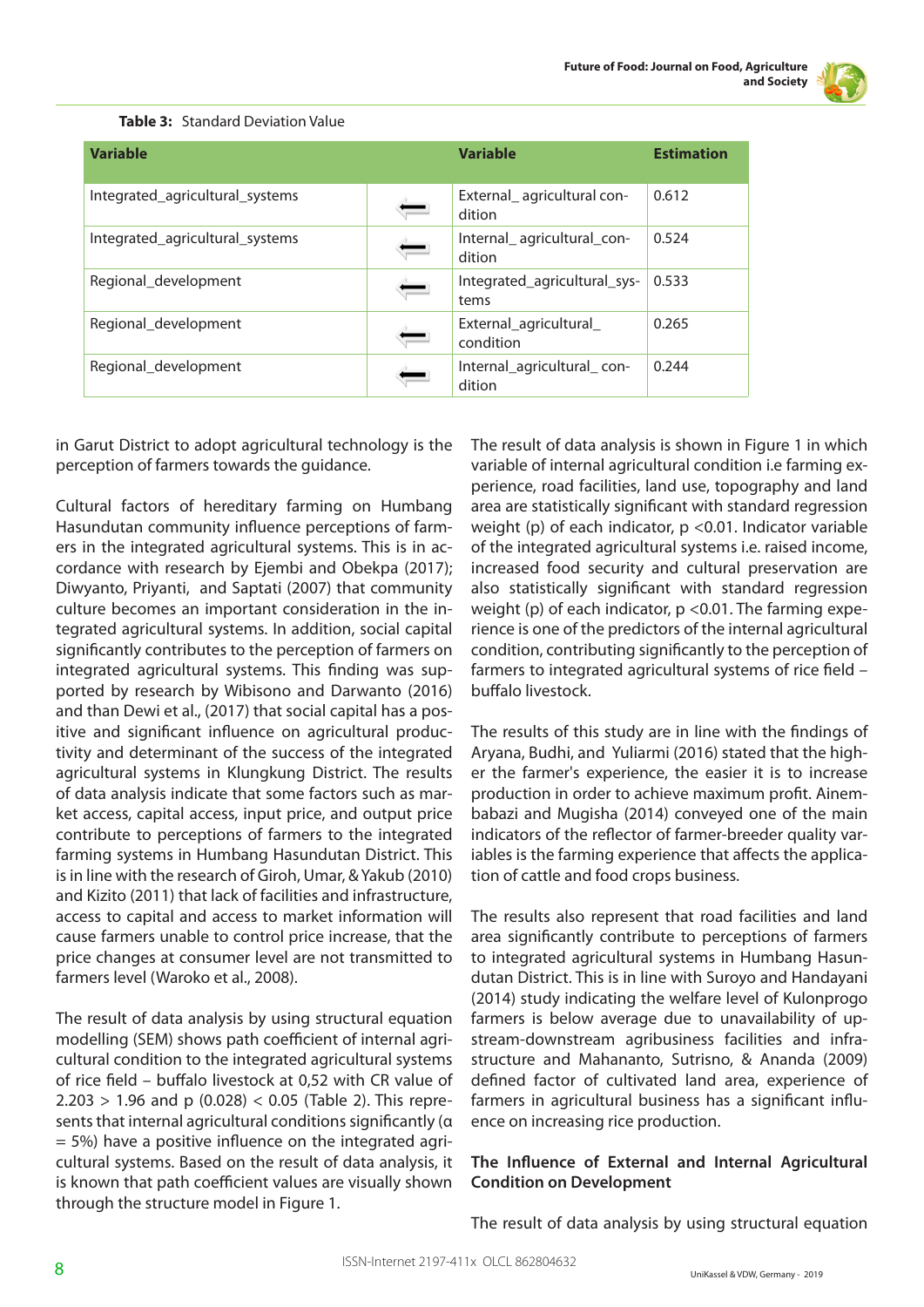**Table 3:** Standard Deviation Value

| Variable | | Variable | Estimation |
|---|---|---|---|
| Integrated_agricultural_systems | ⟵ | External_ agricultural condition | 0.612 |
| Integrated_agricultural_systems | ⟵ | Internal_ agricultural_condition | 0.524 |
| Regional_development | ⟵ | Integrated_agricultural_systems | 0.533 |
| Regional_development | ⟵ | External_agricultural_ condition | 0.265 |
| Regional_development | ⟵ | Internal_agricultural_ condition | 0.244 |

in Garut District to adopt agricultural technology is the perception of farmers towards the guidance.

Cultural factors of hereditary farming on Humbang Hasundutan community influence perceptions of farmers in the integrated agricultural systems. This is in accordance with research by Ejembi and Obekpa (2017); Diwyanto, Priyanti, and Saptati (2007) that community culture becomes an important consideration in the integrated agricultural systems. In addition, social capital significantly contributes to the perception of farmers on integrated agricultural systems. This finding was supported by research by Wibisono and Darwanto (2016) and than Dewi et al., (2017) that social capital has a positive and significant influence on agricultural productivity and determinant of the success of the integrated agricultural systems in Klungkung District. The results of data analysis indicate that some factors such as market access, capital access, input price, and output price contribute to perceptions of farmers to the integrated farming systems in Humbang Hasundutan District. This is in line with the research of Giroh, Umar, & Yakub (2010) and Kizito (2011) that lack of facilities and infrastructure, access to capital and access to market information will cause farmers unable to control price increase, that the price changes at consumer level are not transmitted to farmers level (Waroko et al., 2008).

The result of data analysis by using structural equation modelling (SEM) shows path coefficient of internal agricultural condition to the integrated agricultural systems of rice field – buffalo livestock at 0,52 with CR value of 2.203 > 1.96 and p (0.028) < 0.05 (Table 2). This represents that internal agricultural conditions significantly (α = 5%) have a positive influence on the integrated agricultural systems. Based on the result of data analysis, it is known that path coefficient values are visually shown through the structure model in Figure 1.

The result of data analysis is shown in Figure 1 in which variable of internal agricultural condition i.e farming experience, road facilities, land use, topography and land area are statistically significant with standard regression weight (p) of each indicator, p <0.01. Indicator variable of the integrated agricultural systems i.e. raised income, increased food security and cultural preservation are also statistically significant with standard regression weight (p) of each indicator, p <0.01. The farming experience is one of the predictors of the internal agricultural condition, contributing significantly to the perception of farmers to integrated agricultural systems of rice field – buffalo livestock.

The results of this study are in line with the findings of Aryana, Budhi, and Yuliarmi (2016) stated that the higher the farmer's experience, the easier it is to increase production in order to achieve maximum profit. Ainembabazi and Mugisha (2014) conveyed one of the main indicators of the reflector of farmer-breeder quality variables is the farming experience that affects the application of cattle and food crops business.

The results also represent that road facilities and land area significantly contribute to perceptions of farmers to integrated agricultural systems in Humbang Hasundutan District. This is in line with Suroyo and Handayani (2014) study indicating the welfare level of Kulonprogo farmers is below average due to unavailability of upstream-downstream agribusiness facilities and infrastructure and Mahananto, Sutrisno, & Ananda (2009) defined factor of cultivated land area, experience of farmers in agricultural business has a significant influence on increasing rice production.

**The Influence of External and Internal Agricultural Condition on Development**

The result of data analysis by using structural equation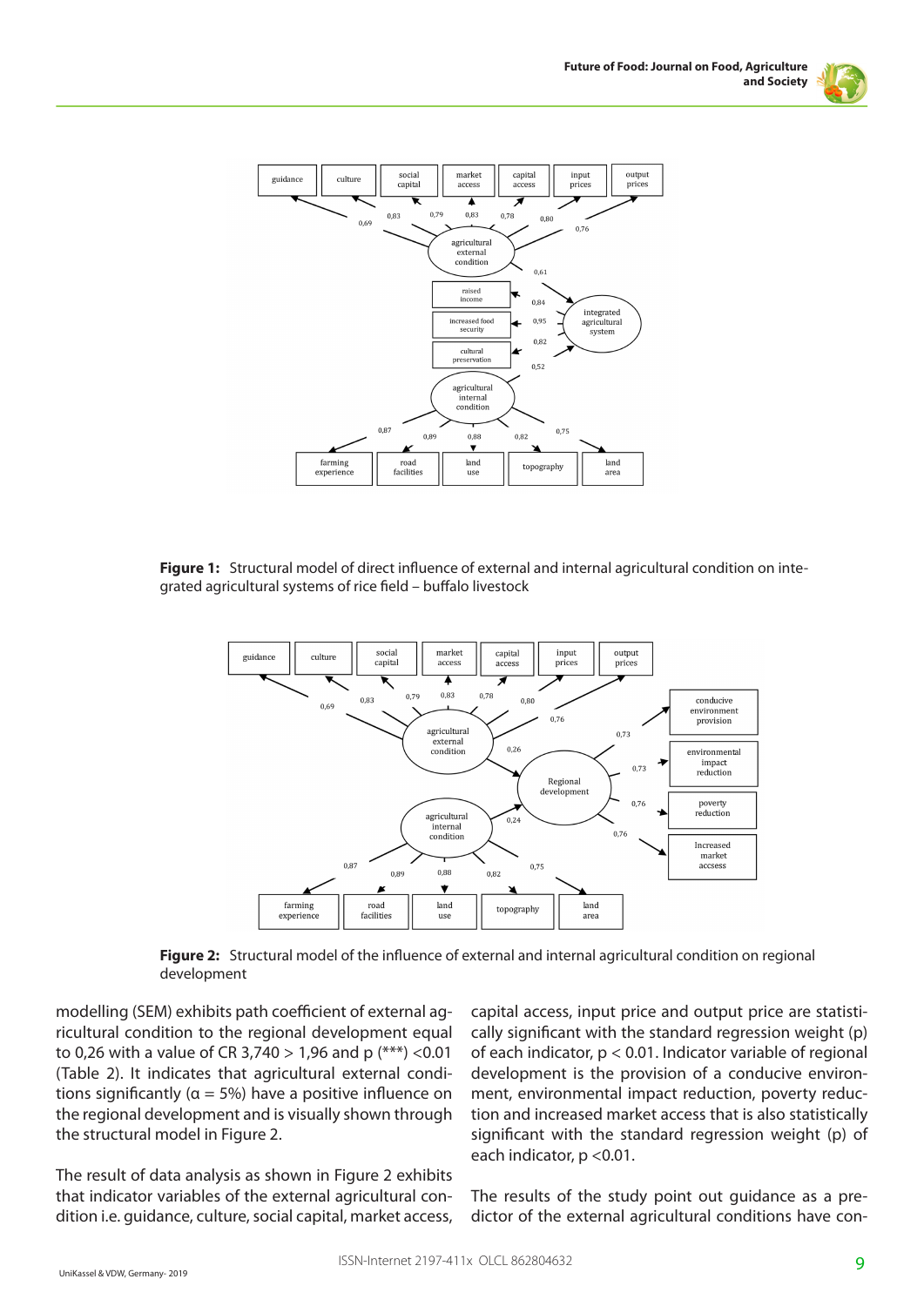**Figure 1:** Structural model of direct influence of external and internal agricultural condition on integrated agricultural systems of rice field – buffalo livestock

**Figure 2:** Structural model of the influence of external and internal agricultural condition on regional development

modelling (SEM) exhibits path coefficient of external agricultural condition to the regional development equal to 0,26 with a value of CR 3,740 > 1,96 and p (***) <0.01 (Table 2). It indicates that agricultural external conditions significantly (α = 5%) have a positive influence on the regional development and is visually shown through the structural model in Figure 2.

The result of data analysis as shown in Figure 2 exhibits that indicator variables of the external agricultural condition i.e. guidance, culture, social capital, market access, capital access, input price and output price are statistically significant with the standard regression weight (p) of each indicator, $p < 0.01$. Indicator variable of regional development is the provision of a conducive environment, environmental impact reduction, poverty reduction and increased market access that is also statistically significant with the standard regression weight (p) of each indicator, $p < 0.01$.

The results of the study point out guidance as a predictor of the external agricultural conditions have con-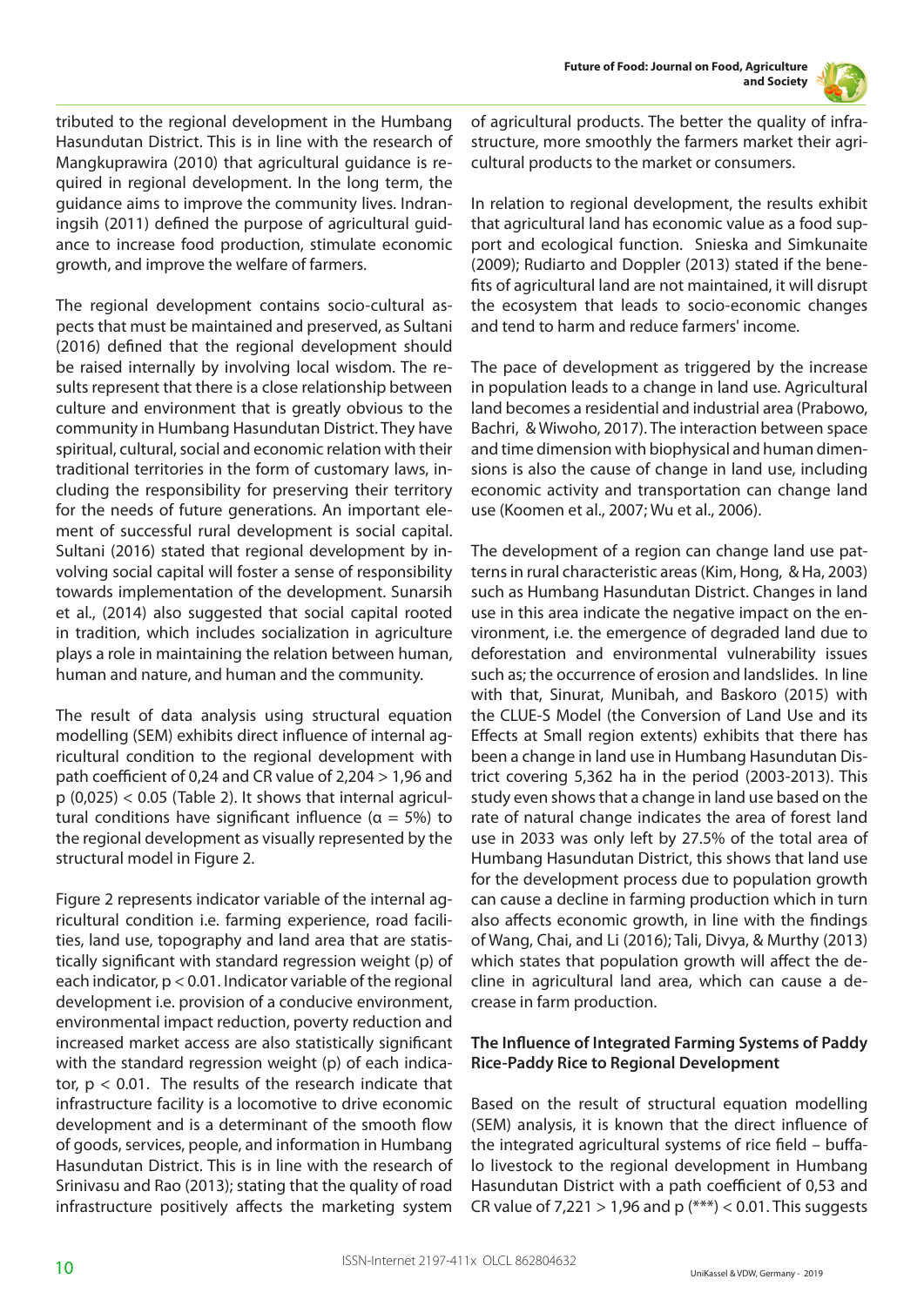tributed to the regional development in the Humbang Hasundutan District. This is in line with the research of Mangkuprawira (2010) that agricultural guidance is required in regional development. In the long term, the guidance aims to improve the community lives. Indraningsih (2011) defined the purpose of agricultural guidance to increase food production, stimulate economic growth, and improve the welfare of farmers.

The regional development contains socio-cultural aspects that must be maintained and preserved, as Sultani (2016) defined that the regional development should be raised internally by involving local wisdom. The results represent that there is a close relationship between culture and environment that is greatly obvious to the community in Humbang Hasundutan District. They have spiritual, cultural, social and economic relation with their traditional territories in the form of customary laws, including the responsibility for preserving their territory for the needs of future generations. An important element of successful rural development is social capital. Sultani (2016) stated that regional development by involving social capital will foster a sense of responsibility towards implementation of the development. Sunarsih et al., (2014) also suggested that social capital rooted in tradition, which includes socialization in agriculture plays a role in maintaining the relation between human, human and nature, and human and the community.

The result of data analysis using structural equation modelling (SEM) exhibits direct influence of internal agricultural condition to the regional development with path coefficient of 0,24 and CR value of 2,204 > 1,96 and p (0,025) < 0.05 (Table 2). It shows that internal agricultural conditions have significant influence ($\alpha$ = 5%) to the regional development as visually represented by the structural model in Figure 2.

Figure 2 represents indicator variable of the internal agricultural condition i.e. farming experience, road facilities, land use, topography and land area that are statistically significant with standard regression weight (p) of each indicator, $p < 0.01$. Indicator variable of the regional development i.e. provision of a conducive environment, environmental impact reduction, poverty reduction and increased market access are also statistically significant with the standard regression weight (p) of each indicator, $p < 0.01$. The results of the research indicate that infrastructure facility is a locomotive to drive economic development and is a determinant of the smooth flow of goods, services, people, and information in Humbang Hasundutan District. This is in line with the research of Srinivasu and Rao (2013); stating that the quality of road infrastructure positively affects the marketing system of agricultural products. The better the quality of infrastructure, more smoothly the farmers market their agricultural products to the market or consumers.

In relation to regional development, the results exhibit that agricultural land has economic value as a food support and ecological function. Snieska and Simkunaite (2009); Rudiarto and Doppler (2013) stated if the benefits of agricultural land are not maintained, it will disrupt the ecosystem that leads to socio-economic changes and tend to harm and reduce farmers' income.

The pace of development as triggered by the increase in population leads to a change in land use. Agricultural land becomes a residential and industrial area (Prabowo, Bachri, & Wiwoho, 2017). The interaction between space and time dimension with biophysical and human dimensions is also the cause of change in land use, including economic activity and transportation can change land use (Koomen et al., 2007; Wu et al., 2006).

The development of a region can change land use patterns in rural characteristic areas (Kim, Hong, & Ha, 2003) such as Humbang Hasundutan District. Changes in land use in this area indicate the negative impact on the environment, i.e. the emergence of degraded land due to deforestation and environmental vulnerability issues such as; the occurrence of erosion and landslides. In line with that, Sinurat, Munibah, and Baskoro (2015) with the CLUE-S Model (the Conversion of Land Use and its Effects at Small region extents) exhibits that there has been a change in land use in Humbang Hasundutan District covering 5,362 ha in the period (2003-2013). This study even shows that a change in land use based on the rate of natural change indicates the area of forest land use in 2033 was only left by 27.5% of the total area of Humbang Hasundutan District, this shows that land use for the development process due to population growth can cause a decline in farming production which in turn also affects economic growth, in line with the findings of Wang, Chai, and Li (2016); Tali, Divya, & Murthy (2013) which states that population growth will affect the decline in agricultural land area, which can cause a decrease in farm production.

### The Influence of Integrated Farming Systems of Paddy Rice-Paddy Rice to Regional Development

Based on the result of structural equation modelling (SEM) analysis, it is known that the direct influence of the integrated agricultural systems of rice field – buffalo livestock to the regional development in Humbang Hasundutan District with a path coefficient of 0,53 and CR value of 7,221 > 1,96 and p (***) < 0.01. This suggests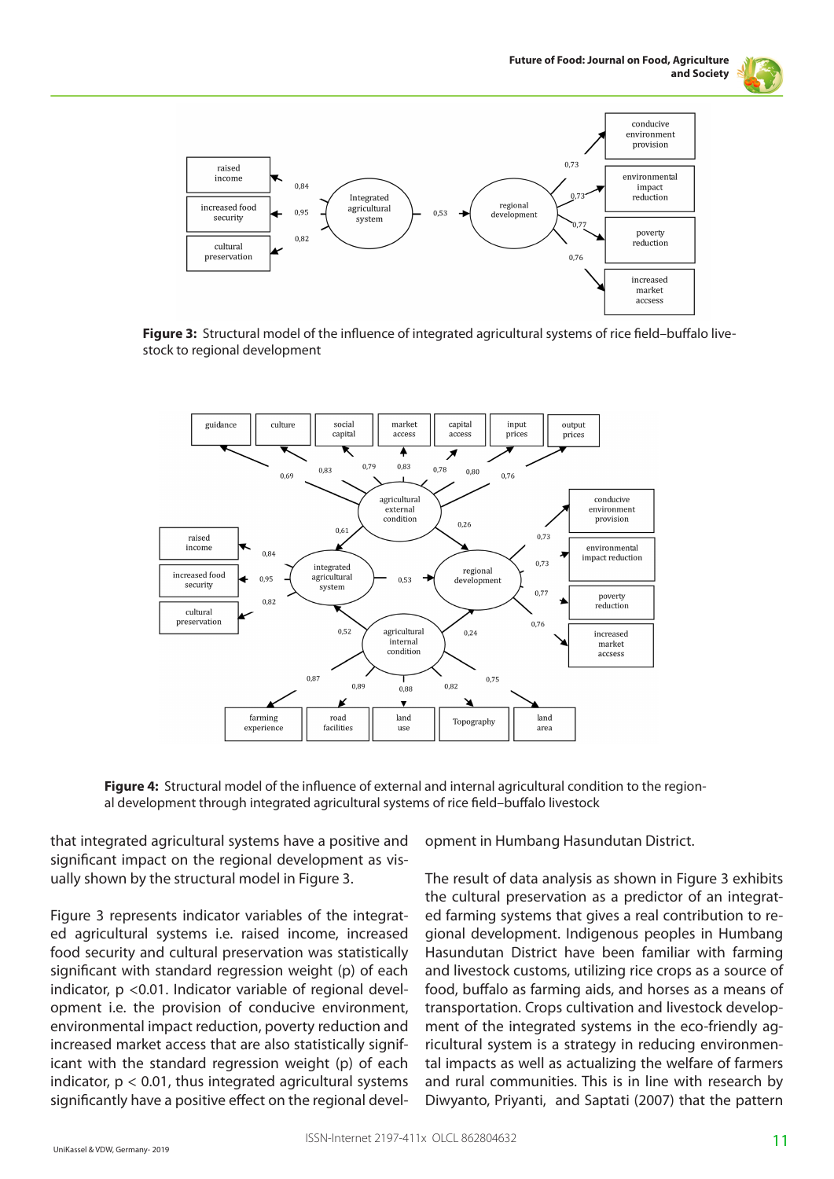**Figure 3:** Structural model of the influence of integrated agricultural systems of rice field–buffalo livestock to regional development

**Figure 4:** Structural model of the influence of external and internal agricultural condition to the regional development through integrated agricultural systems of rice field–buffalo livestock

that integrated agricultural systems have a positive and significant impact on the regional development as visually shown by the structural model in Figure 3.

Figure 3 represents indicator variables of the integrated agricultural systems i.e. raised income, increased food security and cultural preservation was statistically significant with standard regression weight (p) of each indicator, $p < 0.01$. Indicator variable of regional development i.e. the provision of conducive environment, environmental impact reduction, poverty reduction and increased market access that are also statistically significant with standard regression weight (p) of each indicator, $p < 0.01$, thus integrated agricultural systems significantly have a positive effect on the regional development in Humbang Hasundutan District.

The result of data analysis as shown in Figure 3 exhibits the cultural preservation as a predictor of an integrated farming systems that gives a real contribution to regional development. Indigenous peoples in Humbang Hasundutan District have been familiar with farming and livestock customs, utilizing rice crops as a source of food, buffalo as farming aids, and horses as a means of transportation. Crops cultivation and livestock development of the integrated systems in the eco-friendly agricultural system is a strategy in reducing environmental impacts as well as actualizing the welfare of farmers and rural communities. This is in line with research by Diwyanto, Priyanti, and Saptati (2007) that the pattern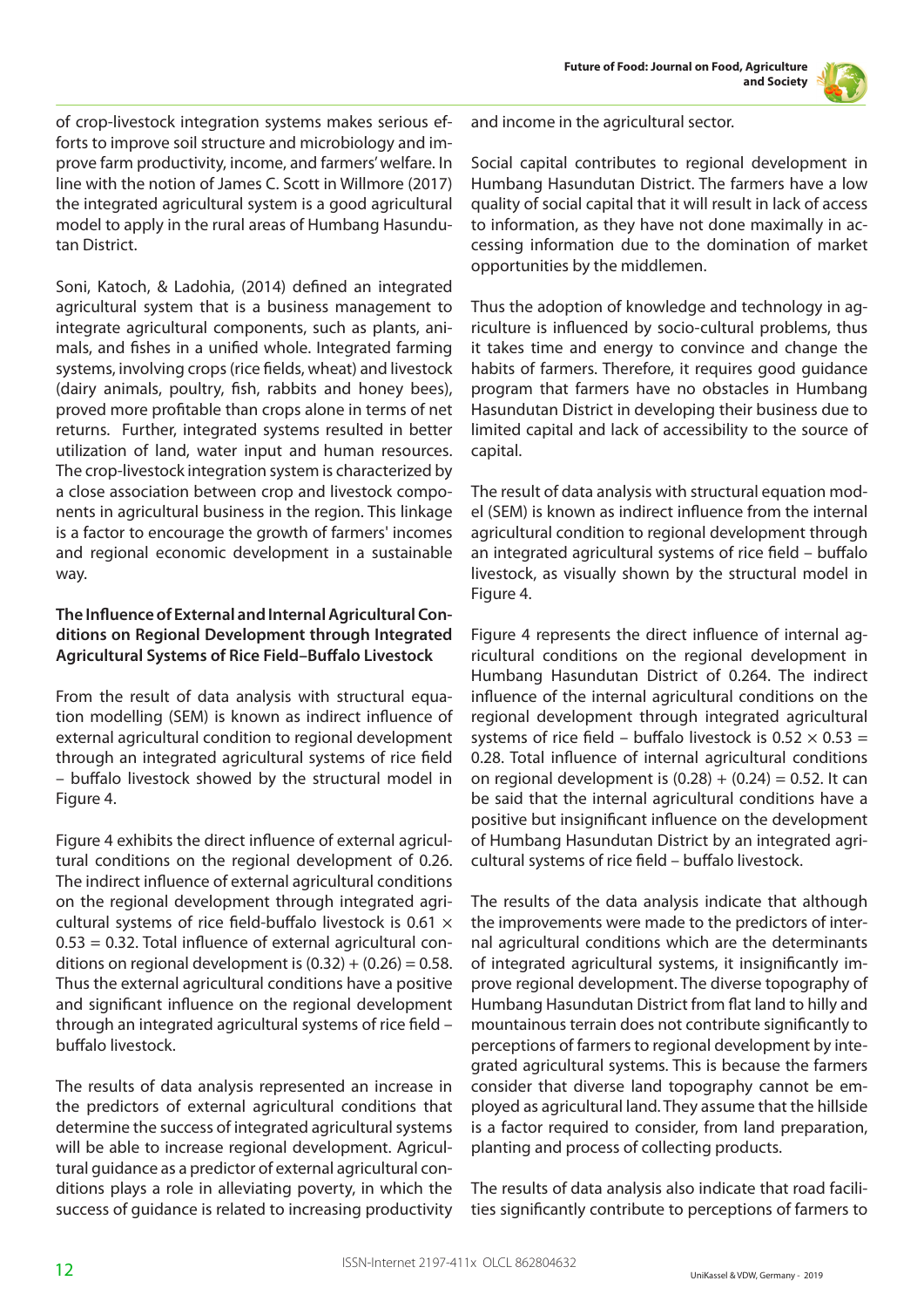of crop-livestock integration systems makes serious efforts to improve soil structure and microbiology and improve farm productivity, income, and farmers' welfare. In line with the notion of James C. Scott in Willmore (2017) the integrated agricultural system is a good agricultural model to apply in the rural areas of Humbang Hasundutan District.

Soni, Katoch, & Ladohia, (2014) defined an integrated agricultural system that is a business management to integrate agricultural components, such as plants, animals, and fishes in a unified whole. Integrated farming systems, involving crops (rice fields, wheat) and livestock (dairy animals, poultry, fish, rabbits and honey bees), proved more profitable than crops alone in terms of net returns. Further, integrated systems resulted in better utilization of land, water input and human resources. The crop-livestock integration system is characterized by a close association between crop and livestock components in agricultural business in the region. This linkage is a factor to encourage the growth of farmers' incomes and regional economic development in a sustainable way.

### The Influence of External and Internal Agricultural Conditions on Regional Development through Integrated Agricultural Systems of Rice Field–Buffalo Livestock

From the result of data analysis with structural equation modelling (SEM) is known as indirect influence of external agricultural condition to regional development through an integrated agricultural systems of rice field – buffalo livestock showed by the structural model in Figure 4.

Figure 4 exhibits the direct influence of external agricultural conditions on the regional development of 0.26. The indirect influence of external agricultural conditions on the regional development through integrated agricultural systems of rice field-buffalo livestock is $0.61 \times 0.53 = 0.32$. Total influence of external agricultural conditions on regional development is $(0.32) + (0.26) = 0.58$. Thus the external agricultural conditions have a positive and significant influence on the regional development through an integrated agricultural systems of rice field – buffalo livestock.

The results of data analysis represented an increase in the predictors of external agricultural conditions that determine the success of integrated agricultural systems will be able to increase regional development. Agricultural guidance as a predictor of external agricultural conditions plays a role in alleviating poverty, in which the success of guidance is related to increasing productivity and income in the agricultural sector.

Social capital contributes to regional development in Humbang Hasundutan District. The farmers have a low quality of social capital that it will result in lack of access to information, as they have not done maximally in accessing information due to the domination of market opportunities by the middlemen.

Thus the adoption of knowledge and technology in agriculture is influenced by socio-cultural problems, thus it takes time and energy to convince and change the habits of farmers. Therefore, it requires good guidance program that farmers have no obstacles in Humbang Hasundutan District in developing their business due to limited capital and lack of accessibility to the source of capital.

The result of data analysis with structural equation model (SEM) is known as indirect influence from the internal agricultural condition to regional development through an integrated agricultural systems of rice field – buffalo livestock, as visually shown by the structural model in Figure 4.

Figure 4 represents the direct influence of internal agricultural conditions on the regional development in Humbang Hasundutan District of 0.264. The indirect influence of the internal agricultural conditions on the regional development through integrated agricultural systems of rice field – buffalo livestock is $0.52 \times 0.53 = 0.28$. Total influence of internal agricultural conditions on regional development is $(0.28) + (0.24) = 0.52$. It can be said that the internal agricultural conditions have a positive but insignificant influence on the development of Humbang Hasundutan District by an integrated agricultural systems of rice field – buffalo livestock.

The results of the data analysis indicate that although the improvements were made to the predictors of internal agricultural conditions which are the determinants of integrated agricultural systems, it insignificantly improve regional development. The diverse topography of Humbang Hasundutan District from flat land to hilly and mountainous terrain does not contribute significantly to perceptions of farmers to regional development by integrated agricultural systems. This is because the farmers consider that diverse land topography cannot be employed as agricultural land. They assume that the hillside is a factor required to consider, from land preparation, planting and process of collecting products.

The results of data analysis also indicate that road facilities significantly contribute to perceptions of farmers to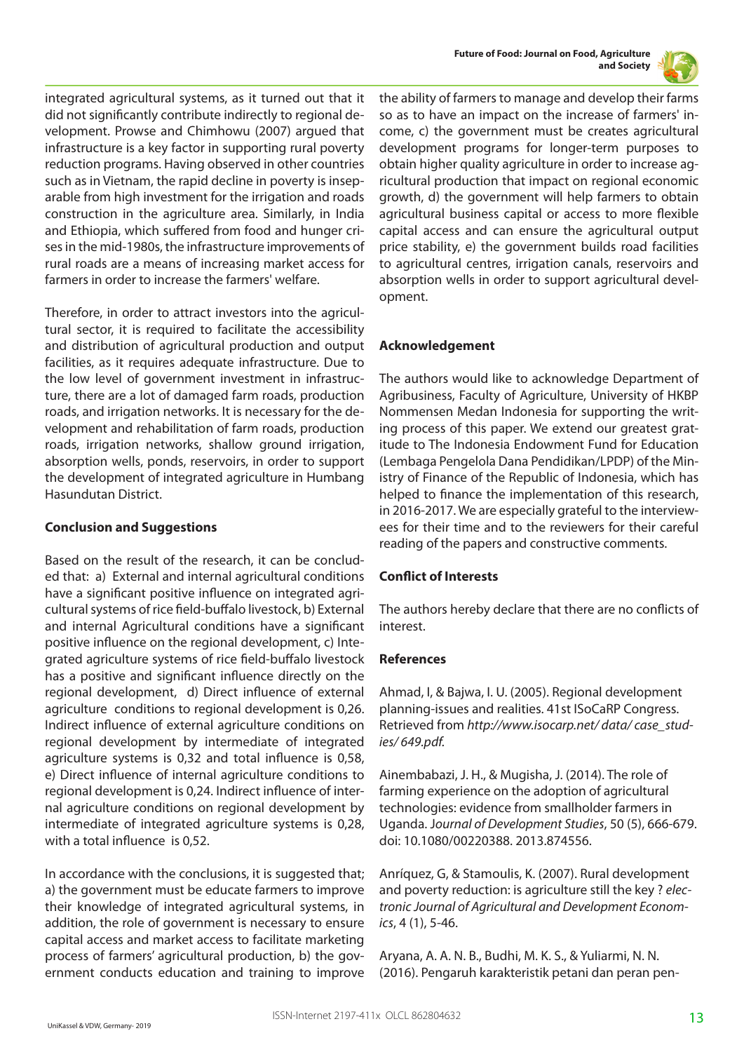integrated agricultural systems, as it turned out that it did not significantly contribute indirectly to regional development. Prowse and Chimhowu (2007) argued that infrastructure is a key factor in supporting rural poverty reduction programs. Having observed in other countries such as in Vietnam, the rapid decline in poverty is inseparable from high investment for the irrigation and roads construction in the agriculture area. Similarly, in India and Ethiopia, which suffered from food and hunger crises in the mid-1980s, the infrastructure improvements of rural roads are a means of increasing market access for farmers in order to increase the farmers' welfare.

Therefore, in order to attract investors into the agricultural sector, it is required to facilitate the accessibility and distribution of agricultural production and output facilities, as it requires adequate infrastructure. Due to the low level of government investment in infrastructure, there are a lot of damaged farm roads, production roads, and irrigation networks. It is necessary for the development and rehabilitation of farm roads, production roads, irrigation networks, shallow ground irrigation, absorption wells, ponds, reservoirs, in order to support the development of integrated agriculture in Humbang Hasundutan District.

## Conclusion and Suggestions

Based on the result of the research, it can be concluded that: a) External and internal agricultural conditions have a significant positive influence on integrated agricultural systems of rice field-buffalo livestock, b) External and internal Agricultural conditions have a significant positive influence on the regional development, c) Integrated agriculture systems of rice field-buffalo livestock has a positive and significant influence directly on the regional development, d) Direct influence of external agriculture conditions to regional development is 0,26. Indirect influence of external agriculture conditions on regional development by intermediate of integrated agriculture systems is 0,32 and total influence is 0,58, e) Direct influence of internal agriculture conditions to regional development is 0,24. Indirect influence of internal agriculture conditions on regional development by intermediate of integrated agriculture systems is 0,28, with a total influence is 0,52.

In accordance with the conclusions, it is suggested that; a) the government must be educate farmers to improve their knowledge of integrated agricultural systems, in addition, the role of government is necessary to ensure capital access and market access to facilitate marketing process of farmers' agricultural production, b) the government conducts education and training to improve the ability of farmers to manage and develop their farms so as to have an impact on the increase of farmers' income, c) the government must be creates agricultural development programs for longer-term purposes to obtain higher quality agriculture in order to increase agricultural production that impact on regional economic growth, d) the government will help farmers to obtain agricultural business capital or access to more flexible capital access and can ensure the agricultural output price stability, e) the government builds road facilities to agricultural centres, irrigation canals, reservoirs and absorption wells in order to support agricultural development.

## Acknowledgement

The authors would like to acknowledge Department of Agribusiness, Faculty of Agriculture, University of HKBP Nommensen Medan Indonesia for supporting the writing process of this paper. We extend our greatest gratitude to The Indonesia Endowment Fund for Education (Lembaga Pengelola Dana Pendidikan/LPDP) of the Ministry of Finance of the Republic of Indonesia, which has helped to finance the implementation of this research, in 2016-2017. We are especially grateful to the interviewees for their time and to the reviewers for their careful reading of the papers and constructive comments.

## Conflict of Interests

The authors hereby declare that there are no conflicts of interest.

## References

Ahmad, I, & Bajwa, I. U. (2005). Regional development planning-issues and realities. 41st ISoCaRP Congress. Retrieved from *http://www.isocarp.net/ data/ case_studies/ 649.pdf.*

Ainembabazi, J. H., & Mugisha, J. (2014). The role of farming experience on the adoption of agricultural technologies: evidence from smallholder farmers in Uganda. *Journal of Development Studies*, 50 (5), 666-679. doi: 10.1080/00220388. 2013.874556.

Anríquez, G, & Stamoulis, K. (2007). Rural development and poverty reduction: is agriculture still the key ? *electronic Journal of Agricultural and Development Economics*, 4 (1), 5-46.

Aryana, A. A. N. B., Budhi, M. K. S., & Yuliarmi, N. N. (2016). Pengaruh karakteristik petani dan peran pen-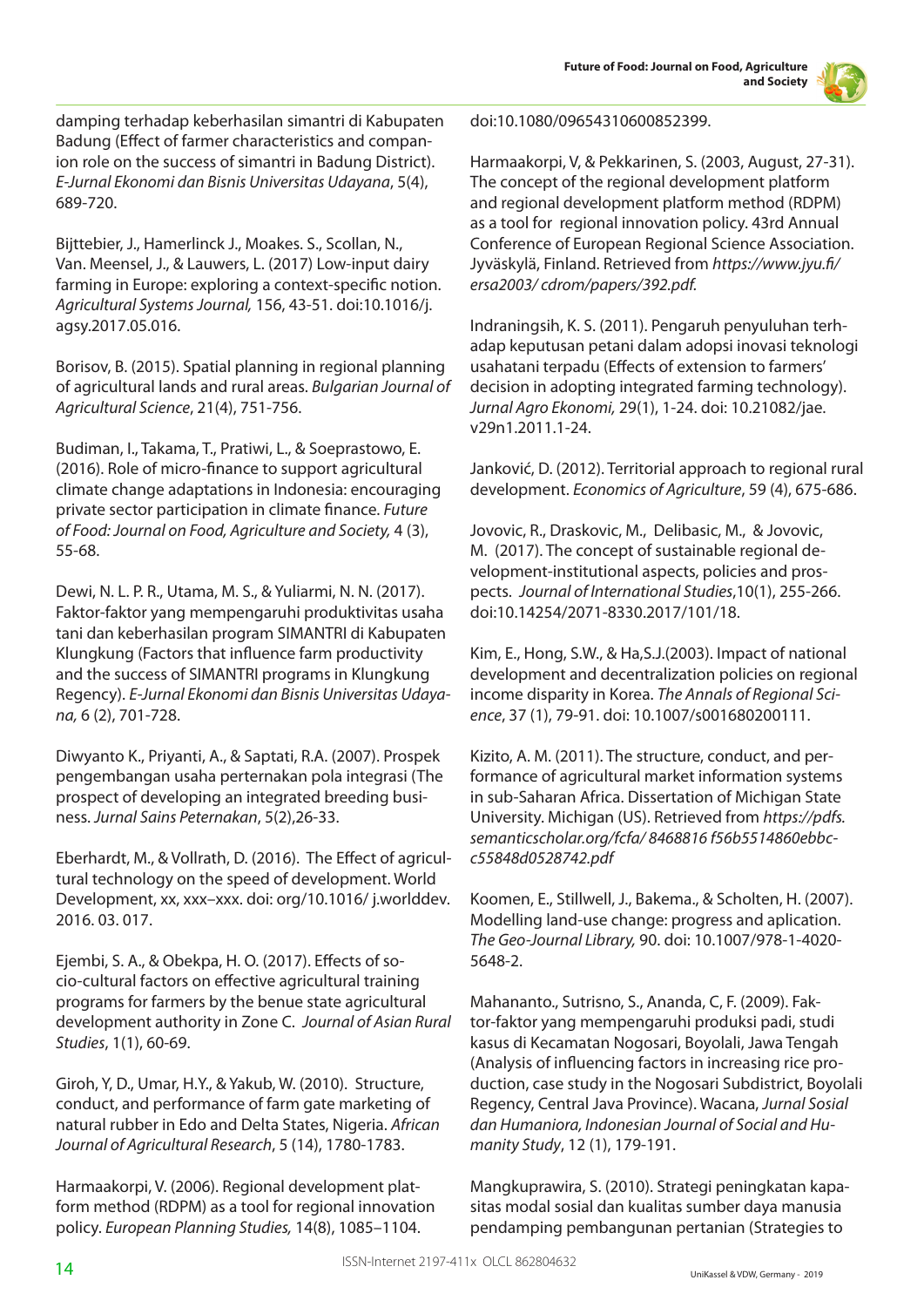damping terhadap keberhasilan simantri di Kabupaten Badung (Effect of farmer characteristics and companion role on the success of simantri in Badung District). *E-Jurnal Ekonomi dan Bisnis Universitas Udayana*, 5(4), 689-720.

Bijttebier, J., Hamerlinck J., Moakes. S., Scollan, N., Van. Meensel, J., & Lauwers, L. (2017) Low-input dairy farming in Europe: exploring a context-specific notion. *Agricultural Systems Journal,* 156, 43-51. doi:10.1016/j.agsy.2017.05.016.

Borisov, B. (2015). Spatial planning in regional planning of agricultural lands and rural areas. *Bulgarian Journal of Agricultural Science*, 21(4), 751-756.

Budiman, I., Takama, T., Pratiwi, L., & Soeprastowo, E. (2016). Role of micro-finance to support agricultural climate change adaptations in Indonesia: encouraging private sector participation in climate finance. *Future of Food: Journal on Food, Agriculture and Society,* 4 (3), 55-68.

Dewi, N. L. P. R., Utama, M. S., & Yuliarmi, N. N. (2017). Faktor-faktor yang mempengaruhi produktivitas usaha tani dan keberhasilan program SIMANTRI di Kabupaten Klungkung (Factors that influence farm productivity and the success of SIMANTRI programs in Klungkung Regency). *E-Jurnal Ekonomi dan Bisnis Universitas Udayana,* 6 (2), 701-728.

Diwyanto K., Priyanti, A., & Saptati, R.A. (2007). Prospek pengembangan usaha perternakan pola integrasi (The prospect of developing an integrated breeding business. *Jurnal Sains Peternakan*, 5(2),26-33.

Eberhardt, M., & Vollrath, D. (2016). The Effect of agricultural technology on the speed of development. World Development, xx, xxx–xxx. doi: org/10.1016/ j.worlddev. 2016. 03. 017.

Ejembi, S. A., & Obekpa, H. O. (2017). Effects of socio-cultural factors on effective agricultural training programs for farmers by the benue state agricultural development authority in Zone C. *Journal of Asian Rural Studies*, 1(1), 60-69.

Giroh, Y, D., Umar, H.Y., & Yakub, W. (2010). Structure, conduct, and performance of farm gate marketing of natural rubber in Edo and Delta States, Nigeria. *African Journal of Agricultural Research*, 5 (14), 1780-1783.

Harmaakorpi, V. (2006). Regional development platform method (RDPM) as a tool for regional innovation policy. *European Planning Studies,* 14(8), 1085–1104. doi:10.1080/09654310600852399.

Harmaakorpi, V, & Pekkarinen, S. (2003, August, 27-31). The concept of the regional development platform and regional development platform method (RDPM) as a tool for regional innovation policy. 43rd Annual Conference of European Regional Science Association. Jyväskylä, Finland. Retrieved from *https://www.jyu.fi/ersa2003/ cdrom/papers/392.pdf.*

Indraningsih, K. S. (2011). Pengaruh penyuluhan terhadap keputusan petani dalam adopsi inovasi teknologi usahatani terpadu (Effects of extension to farmers' decision in adopting integrated farming technology). *Jurnal Agro Ekonomi,* 29(1), 1-24. doi: 10.21082/jae.v29n1.2011.1-24.

Janković, D. (2012). Territorial approach to regional rural development. *Economics of Agriculture*, 59 (4), 675-686.

Jovovic, R., Draskovic, M., Delibasic, M., & Jovovic, M. (2017). The concept of sustainable regional development-institutional aspects, policies and prospects. *Journal of International Studies*,10(1), 255-266. doi:10.14254/2071-8330.2017/101/18.

Kim, E., Hong, S.W., & Ha,S.J.(2003). Impact of national development and decentralization policies on regional income disparity in Korea. *The Annals of Regional Science*, 37 (1), 79-91. doi: 10.1007/s001680200111.

Kizito, A. M. (2011). The structure, conduct, and performance of agricultural market information systems in sub-Saharan Africa. Dissertation of Michigan State University. Michigan (US). Retrieved from *https://pdfs.semanticscholar.org/fcfa/ 8468816 f56b5514860ebbcc55848d0528742.pdf*

Koomen, E., Stillwell, J., Bakema., & Scholten, H. (2007). Modelling land-use change: progress and aplication. *The Geo-Journal Library,* 90. doi: 10.1007/978-1-4020-5648-2.

Mahananto., Sutrisno, S., Ananda, C, F. (2009). Faktor-faktor yang mempengaruhi produksi padi, studi kasus di Kecamatan Nogosari, Boyolali, Jawa Tengah (Analysis of influencing factors in increasing rice production, case study in the Nogosari Subdistrict, Boyolali Regency, Central Java Province). Wacana, *Jurnal Sosial dan Humaniora, Indonesian Journal of Social and Humanity Study*, 12 (1), 179-191.

Mangkuprawira, S. (2010). Strategi peningkatan kapasitas modal sosial dan kualitas sumber daya manusia pendamping pembangunan pertanian (Strategies to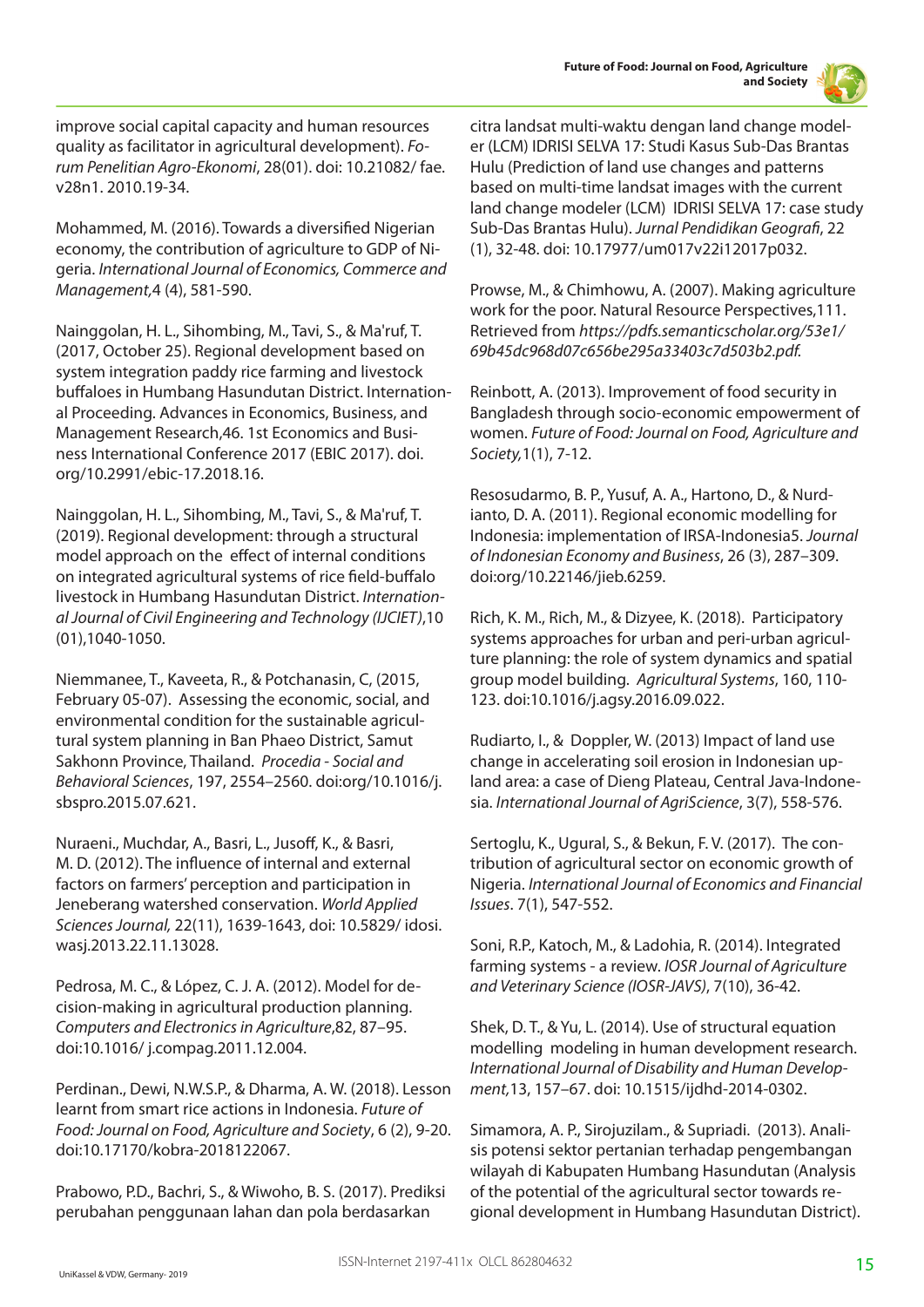improve social capital capacity and human resources quality as facilitator in agricultural development). *Forum Penelitian Agro-Ekonomi*, 28(01). doi: 10.21082/ fae. v28n1. 2010.19-34.

Mohammed, M. (2016). Towards a diversified Nigerian economy, the contribution of agriculture to GDP of Nigeria. *International Journal of Economics, Commerce and Management,*4 (4), 581-590.

Nainggolan, H. L., Sihombing, M., Tavi, S., & Ma'ruf, T. (2017, October 25). Regional development based on system integration paddy rice farming and livestock buffaloes in Humbang Hasundutan District. International Proceeding. Advances in Economics, Business, and Management Research,46. 1st Economics and Business International Conference 2017 (EBIC 2017). doi. org/10.2991/ebic-17.2018.16.

Nainggolan, H. L., Sihombing, M., Tavi, S., & Ma'ruf, T. (2019). Regional development: through a structural model approach on the effect of internal conditions on integrated agricultural systems of rice field-buffalo livestock in Humbang Hasundutan District. *International Journal of Civil Engineering and Technology (IJCIET)*,10 (01),1040-1050.

Niemmanee, T., Kaveeta, R., & Potchanasin, C, (2015, February 05-07). Assessing the economic, social, and environmental condition for the sustainable agricultural system planning in Ban Phaeo District, Samut Sakhonn Province, Thailand. *Procedia - Social and Behavioral Sciences*, 197, 2554–2560. doi:org/10.1016/j. sbspro.2015.07.621.

Nuraeni., Muchdar, A., Basri, L., Jusoff, K., & Basri, M. D. (2012). The influence of internal and external factors on farmers' perception and participation in Jeneberang watershed conservation. *World Applied Sciences Journal,* 22(11), 1639-1643, doi: 10.5829/ idosi. wasj.2013.22.11.13028.

Pedrosa, M. C., & López, C. J. A. (2012). Model for decision-making in agricultural production planning. *Computers and Electronics in Agriculture*,82, 87–95. doi:10.1016/ j.compag.2011.12.004.

Perdinan., Dewi, N.W.S.P., & Dharma, A. W. (2018). Lesson learnt from smart rice actions in Indonesia. *Future of Food: Journal on Food, Agriculture and Society*, 6 (2), 9-20. doi:10.17170/kobra-2018122067.

Prabowo, P.D., Bachri, S., & Wiwoho, B. S. (2017). Prediksi perubahan penggunaan lahan dan pola berdasarkan citra landsat multi-waktu dengan land change modeler (LCM) IDRISI SELVA 17: Studi Kasus Sub-Das Brantas Hulu (Prediction of land use changes and patterns based on multi-time landsat images with the current land change modeler (LCM) IDRISI SELVA 17: case study Sub-Das Brantas Hulu). *Jurnal Pendidikan Geografi*, 22 (1), 32-48. doi: 10.17977/um017v22i12017p032.

Prowse, M., & Chimhowu, A. (2007). Making agriculture work for the poor. Natural Resource Perspectives,111. Retrieved from *https://pdfs.semanticscholar.org/53e1/69b45dc968d07c656be295a33403c7d503b2.pdf.*

Reinbott, A. (2013). Improvement of food security in Bangladesh through socio-economic empowerment of women. *Future of Food: Journal on Food, Agriculture and Society,*1(1), 7-12.

Resosudarmo, B. P., Yusuf, A. A., Hartono, D., & Nurdianto, D. A. (2011). Regional economic modelling for Indonesia: implementation of IRSA-Indonesia5. *Journal of Indonesian Economy and Business*, 26 (3), 287–309. doi:org/10.22146/jieb.6259.

Rich, K. M., Rich, M., & Dizyee, K. (2018). Participatory systems approaches for urban and peri-urban agriculture planning: the role of system dynamics and spatial group model building. *Agricultural Systems*, 160, 110-123. doi:10.1016/j.agsy.2016.09.022.

Rudiarto, I., & Doppler, W. (2013) Impact of land use change in accelerating soil erosion in Indonesian upland area: a case of Dieng Plateau, Central Java-Indonesia. *International Journal of AgriScience*, 3(7), 558-576.

Sertoglu, K., Ugural, S., & Bekun, F. V. (2017). The contribution of agricultural sector on economic growth of Nigeria. *International Journal of Economics and Financial Issues*. 7(1), 547-552.

Soni, R.P., Katoch, M., & Ladohia, R. (2014). Integrated farming systems - a review. *IOSR Journal of Agriculture and Veterinary Science (IOSR-JAVS)*, 7(10), 36-42.

Shek, D. T., & Yu, L. (2014). Use of structural equation modelling modeling in human development research. *International Journal of Disability and Human Development,*13, 157–67. doi: 10.1515/ijdhd-2014-0302.

Simamora, A. P., Sirojuzilam., & Supriadi. (2013). Analisis potensi sektor pertanian terhadap pengembangan wilayah di Kabupaten Humbang Hasundutan (Analysis of the potential of the agricultural sector towards regional development in Humbang Hasundutan District).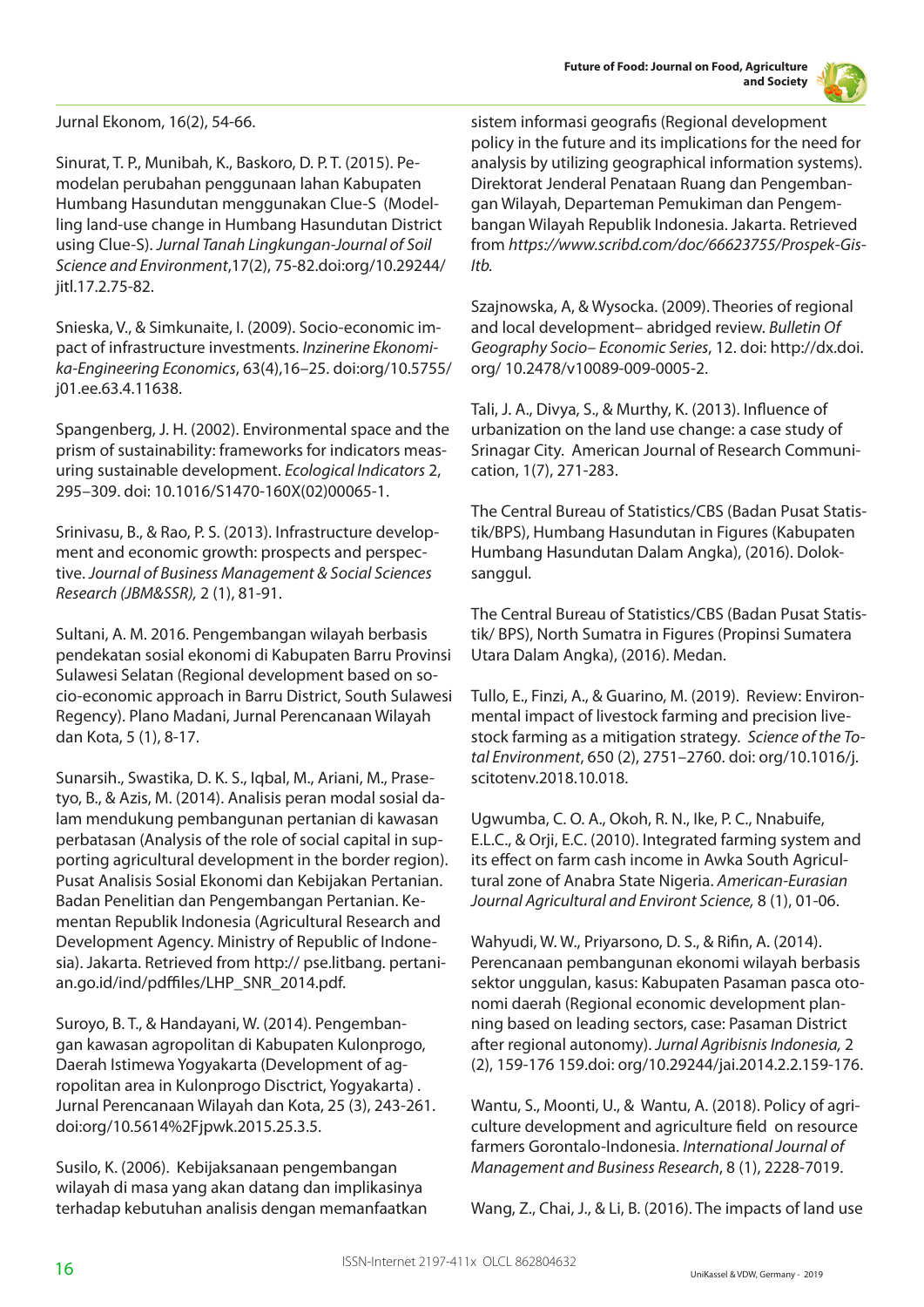Jurnal Ekonom, 16(2), 54-66.

Sinurat, T. P., Munibah, K., Baskoro, D. P. T. (2015). Pemodelan perubahan penggunaan lahan Kabupaten Humbang Hasundutan menggunakan Clue-S (Modelling land-use change in Humbang Hasundutan District using Clue-S). *Jurnal Tanah Lingkungan-Journal of Soil Science and Environment*,17(2), 75-82.doi:org/10.29244/jitl.17.2.75-82.

Snieska, V., & Simkunaite, I. (2009). Socio-economic impact of infrastructure investments. *Inzinerine Ekonomika-Engineering Economics*, 63(4),16–25. doi:org/10.5755/j01.ee.63.4.11638.

Spangenberg, J. H. (2002). Environmental space and the prism of sustainability: frameworks for indicators measuring sustainable development. *Ecological Indicators* 2, 295–309. doi: 10.1016/S1470-160X(02)00065-1.

Srinivasu, B., & Rao, P. S. (2013). Infrastructure development and economic growth: prospects and perspective. *Journal of Business Management & Social Sciences Research (JBM&SSR),* 2 (1), 81-91.

Sultani, A. M. 2016. Pengembangan wilayah berbasis pendekatan sosial ekonomi di Kabupaten Barru Provinsi Sulawesi Selatan (Regional development based on socio-economic approach in Barru District, South Sulawesi Regency). Plano Madani, Jurnal Perencanaan Wilayah dan Kota, 5 (1), 8-17.

Sunarsih., Swastika, D. K. S., Iqbal, M., Ariani, M., Prasetyo, B., & Azis, M. (2014). Analisis peran modal sosial dalam mendukung pembangunan pertanian di kawasan perbatasan (Analysis of the role of social capital in supporting agricultural development in the border region). Pusat Analisis Sosial Ekonomi dan Kebijakan Pertanian. Badan Penelitian dan Pengembangan Pertanian. Kementan Republik Indonesia (Agricultural Research and Development Agency. Ministry of Republic of Indonesia). Jakarta. Retrieved from http:// pse.litbang. pertanian.go.id/ind/pdffiles/LHP_SNR_2014.pdf.

Suroyo, B. T., & Handayani, W. (2014). Pengembangan kawasan agropolitan di Kabupaten Kulonprogo, Daerah Istimewa Yogyakarta (Development of agropolitan area in Kulonprogo Disctrict, Yogyakarta) . Jurnal Perencanaan Wilayah dan Kota, 25 (3), 243-261. doi:org/10.5614%2Fjpwk.2015.25.3.5.

Susilo, K. (2006). Kebijaksanaan pengembangan wilayah di masa yang akan datang dan implikasinya terhadap kebutuhan analisis dengan memanfaatkan sistem informasi geografis (Regional development policy in the future and its implications for the need for analysis by utilizing geographical information systems). Direktorat Jenderal Penataan Ruang dan Pengembangan Wilayah, Departeman Pemukiman dan Pengembangan Wilayah Republik Indonesia. Jakarta. Retrieved from *https://www.scribd.com/doc/66623755/Prospek-Gis-Itb.*

Szajnowska, A, & Wysocka. (2009). Theories of regional and local development– abridged review. *Bulletin Of Geography Socio– Economic Series*, 12. doi: http://dx.doi.org/ 10.2478/v10089-009-0005-2.

Tali, J. A., Divya, S., & Murthy, K. (2013). Influence of urbanization on the land use change: a case study of Srinagar City. American Journal of Research Communication, 1(7), 271-283.

The Central Bureau of Statistics/CBS (Badan Pusat Statistik/BPS), Humbang Hasundutan in Figures (Kabupaten Humbang Hasundutan Dalam Angka), (2016). Doloksanggul.

The Central Bureau of Statistics/CBS (Badan Pusat Statistik/ BPS), North Sumatra in Figures (Propinsi Sumatera Utara Dalam Angka), (2016). Medan.

Tullo, E., Finzi, A., & Guarino, M. (2019). Review: Environmental impact of livestock farming and precision livestock farming as a mitigation strategy. *Science of the Total Environment*, 650 (2), 2751–2760. doi: org/10.1016/j.scitotenv.2018.10.018.

Ugwumba, C. O. A., Okoh, R. N., Ike, P. C., Nnabuife, E.L.C., & Orji, E.C. (2010). Integrated farming system and its effect on farm cash income in Awka South Agricultural zone of Anabra State Nigeria. *American-Eurasian Journal Agricultural and Environt Science,* 8 (1), 01-06.

Wahyudi, W. W., Priyarsono, D. S., & Rifin, A. (2014). Perencanaan pembangunan ekonomi wilayah berbasis sektor unggulan, kasus: Kabupaten Pasaman pasca otonomi daerah (Regional economic development planning based on leading sectors, case: Pasaman District after regional autonomy). *Jurnal Agribisnis Indonesia,* 2 (2), 159-176 159.doi: org/10.29244/jai.2014.2.2.159-176.

Wantu, S., Moonti, U., & Wantu, A. (2018). Policy of agriculture development and agriculture field on resource farmers Gorontalo-Indonesia. *International Journal of Management and Business Research*, 8 (1), 2228-7019.

Wang, Z., Chai, J., & Li, B. (2016). The impacts of land use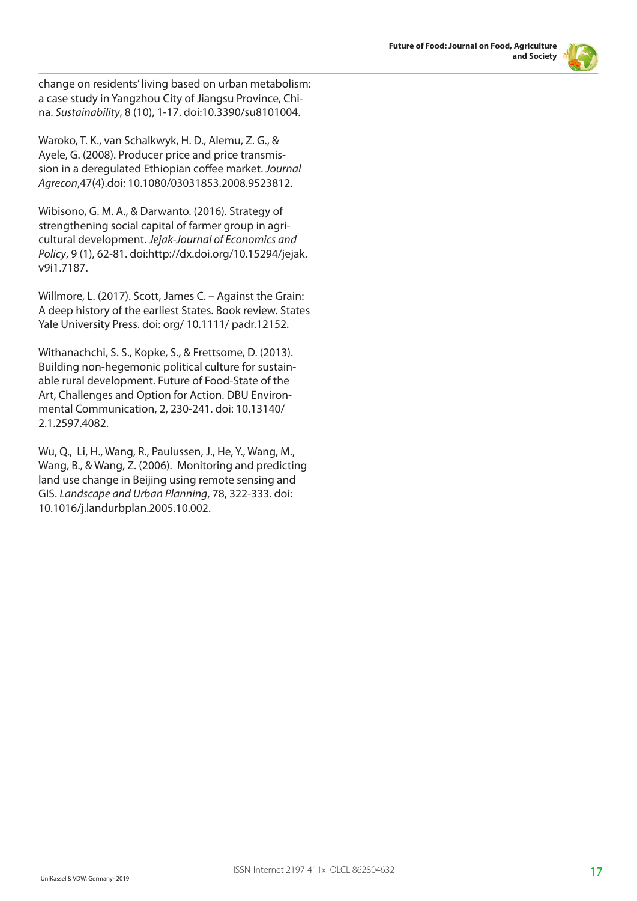change on residents' living based on urban metabolism: a case study in Yangzhou City of Jiangsu Province, China. *Sustainability*, 8 (10), 1-17. doi:10.3390/su8101004.

Waroko, T. K., van Schalkwyk, H. D., Alemu, Z. G., & Ayele, G. (2008). Producer price and price transmission in a deregulated Ethiopian coffee market. *Journal Agrecon*,47(4).doi: 10.1080/03031853.2008.9523812.

Wibisono, G. M. A., & Darwanto. (2016). Strategy of strengthening social capital of farmer group in agricultural development. *Jejak-Journal of Economics and Policy*, 9 (1), 62-81. doi:http://dx.doi.org/10.15294/jejak.v9i1.7187.

Willmore, L. (2017). Scott, James C. – Against the Grain: A deep history of the earliest States. Book review. States Yale University Press. doi: org/ 10.1111/ padr.12152.

Withanachchi, S. S., Kopke, S., & Frettsome, D. (2013). Building non-hegemonic political culture for sustainable rural development. Future of Food-State of the Art, Challenges and Option for Action. DBU Environmental Communication, 2, 230-241. doi: 10.13140/ 2.1.2597.4082.

Wu, Q., Li, H., Wang, R., Paulussen, J., He, Y., Wang, M., Wang, B., & Wang, Z. (2006). Monitoring and predicting land use change in Beijing using remote sensing and GIS. *Landscape and Urban Planning*, 78, 322-333. doi: 10.1016/j.landurbplan.2005.10.002.